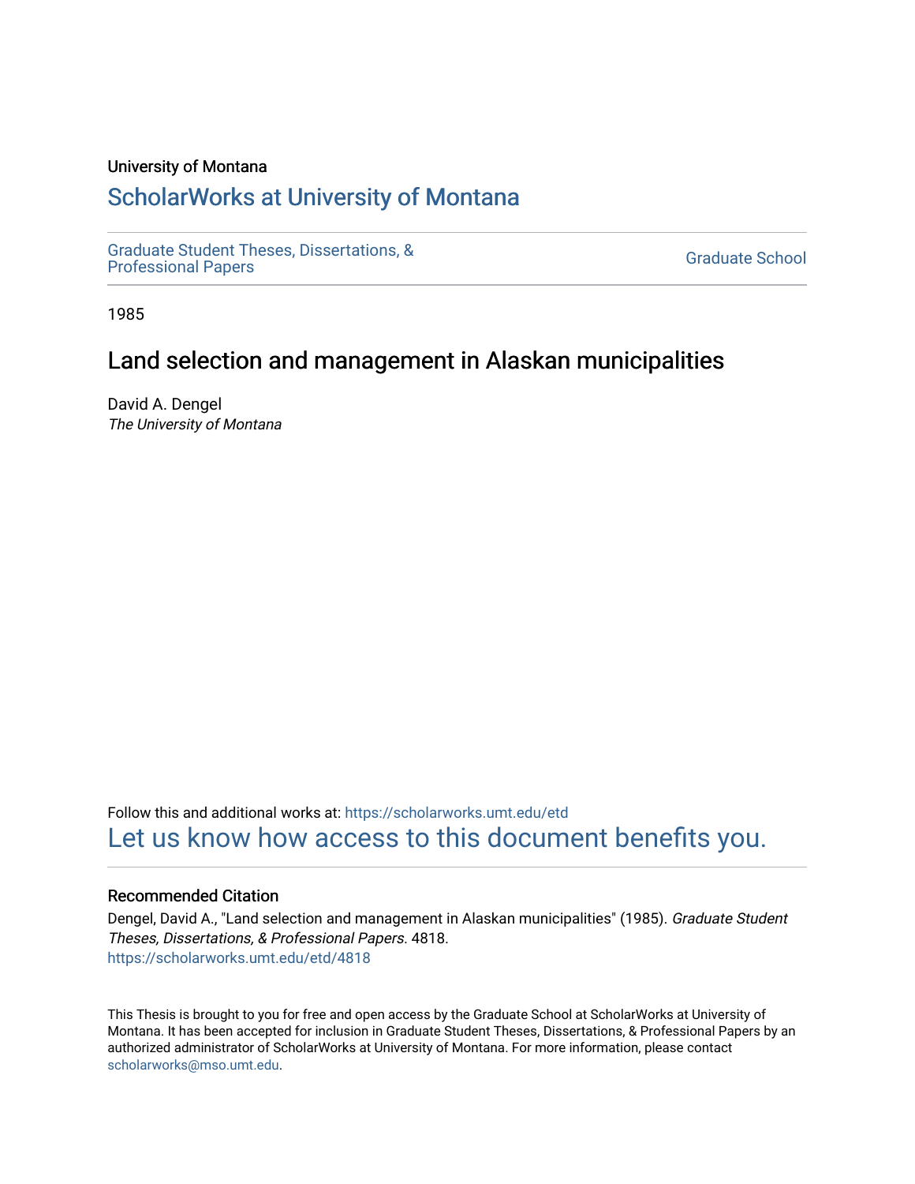University of Montana

# ScholarWorks at University of Montana

Graduate Student Theses, Dissertations, & Professional Papers

Graduate School

1985

## Land selection and management in Alaskan municipalities

David A. Dengel
*The University of Montana*

Follow this and additional works at: https://scholarworks.umt.edu/etd
Let us know how access to this document benefits you.

### Recommended Citation

Dengel, David A., "Land selection and management in Alaskan municipalities" (1985). *Graduate Student Theses, Dissertations, & Professional Papers*. 4818.
https://scholarworks.umt.edu/etd/4818

This Thesis is brought to you for free and open access by the Graduate School at ScholarWorks at University of Montana. It has been accepted for inclusion in Graduate Student Theses, Dissertations, & Professional Papers by an authorized administrator of ScholarWorks at University of Montana. For more information, please contact scholarworks@mso.umt.edu.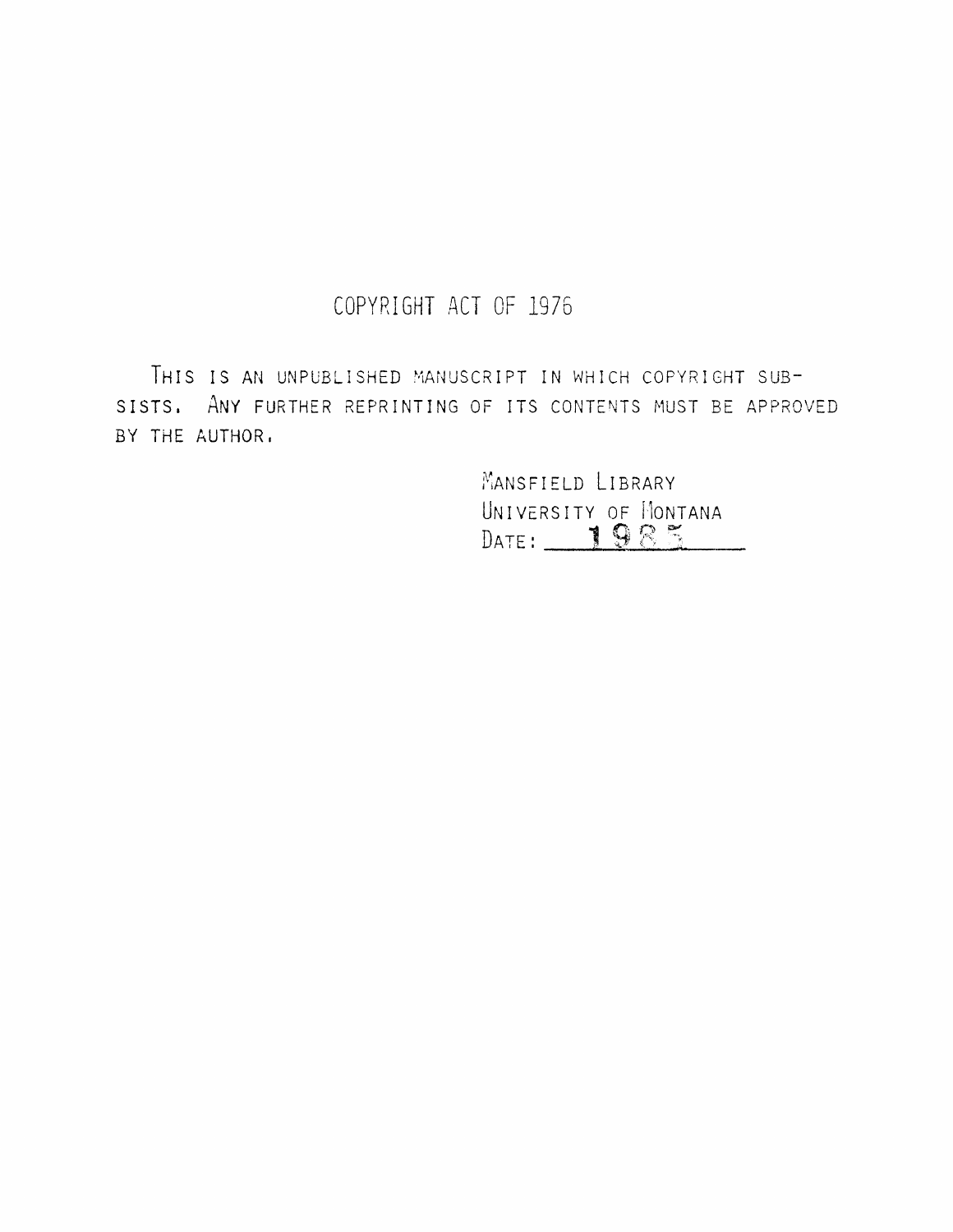# COPYRIGHT ACT OF 1976

THIS IS AN UNPUBLISHED MANUSCRIPT IN WHICH COPYRIGHT SUBSISTS. ANY FURTHER REPRINTING OF ITS CONTENTS MUST BE APPROVED BY THE AUTHOR.

MANSFIELD LIBRARY
UNIVERSITY OF MONTANA
DATE: 1985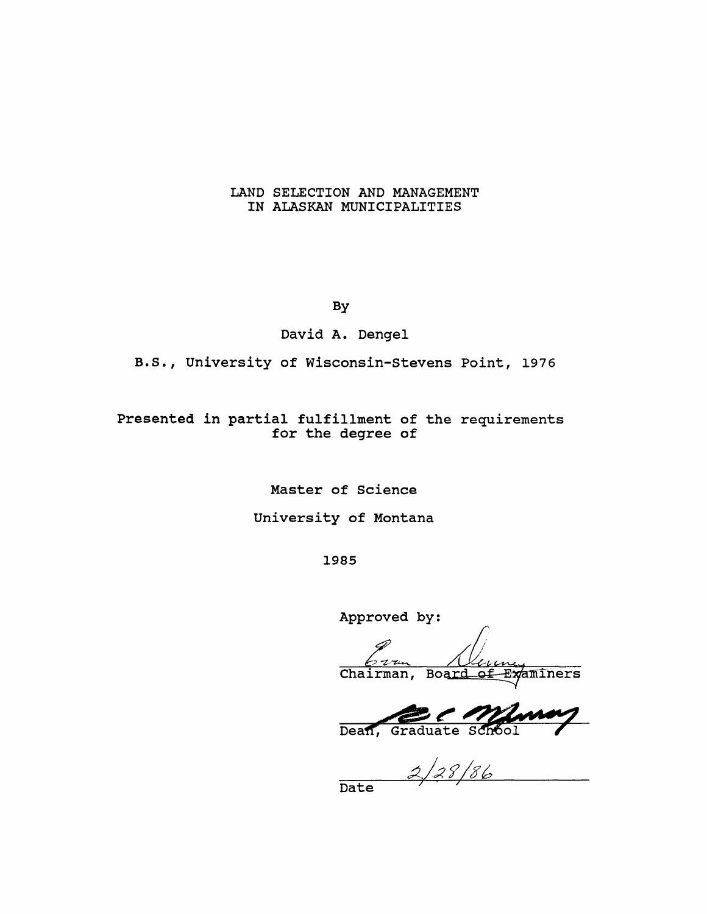# LAND SELECTION AND MANAGEMENT IN ALASKAN MUNICIPALITIES

By

David A. Dengel

B.S., University of Wisconsin-Stevens Point, 1976

Presented in partial fulfillment of the requirements for the degree of

Master of Science

University of Montana

1985

Approved by:

Chairman, Board of Examiners

Dean, Graduate School

2/28/86

Date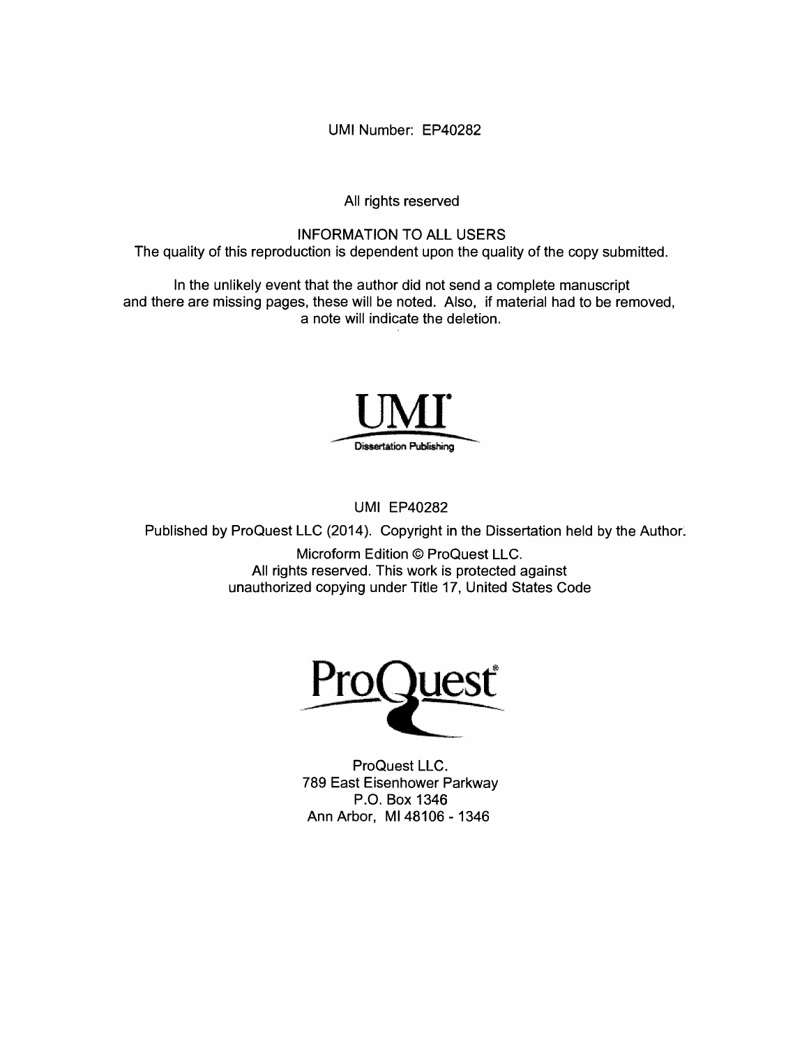UMI Number: EP40282

All rights reserved

INFORMATION TO ALL USERS
The quality of this reproduction is dependent upon the quality of the copy submitted.

In the unlikely event that the author did not send a complete manuscript and there are missing pages, these will be noted. Also, if material had to be removed, a note will indicate the deletion.

UMI
Dissertation Publishing

UMI EP40282

Published by ProQuest LLC (2014). Copyright in the Dissertation held by the Author.

Microform Edition © ProQuest LLC.
All rights reserved. This work is protected against unauthorized copying under Title 17, United States Code

ProQuest

ProQuest LLC.
789 East Eisenhower Parkway
P.O. Box 1346
Ann Arbor, MI 48106 - 1346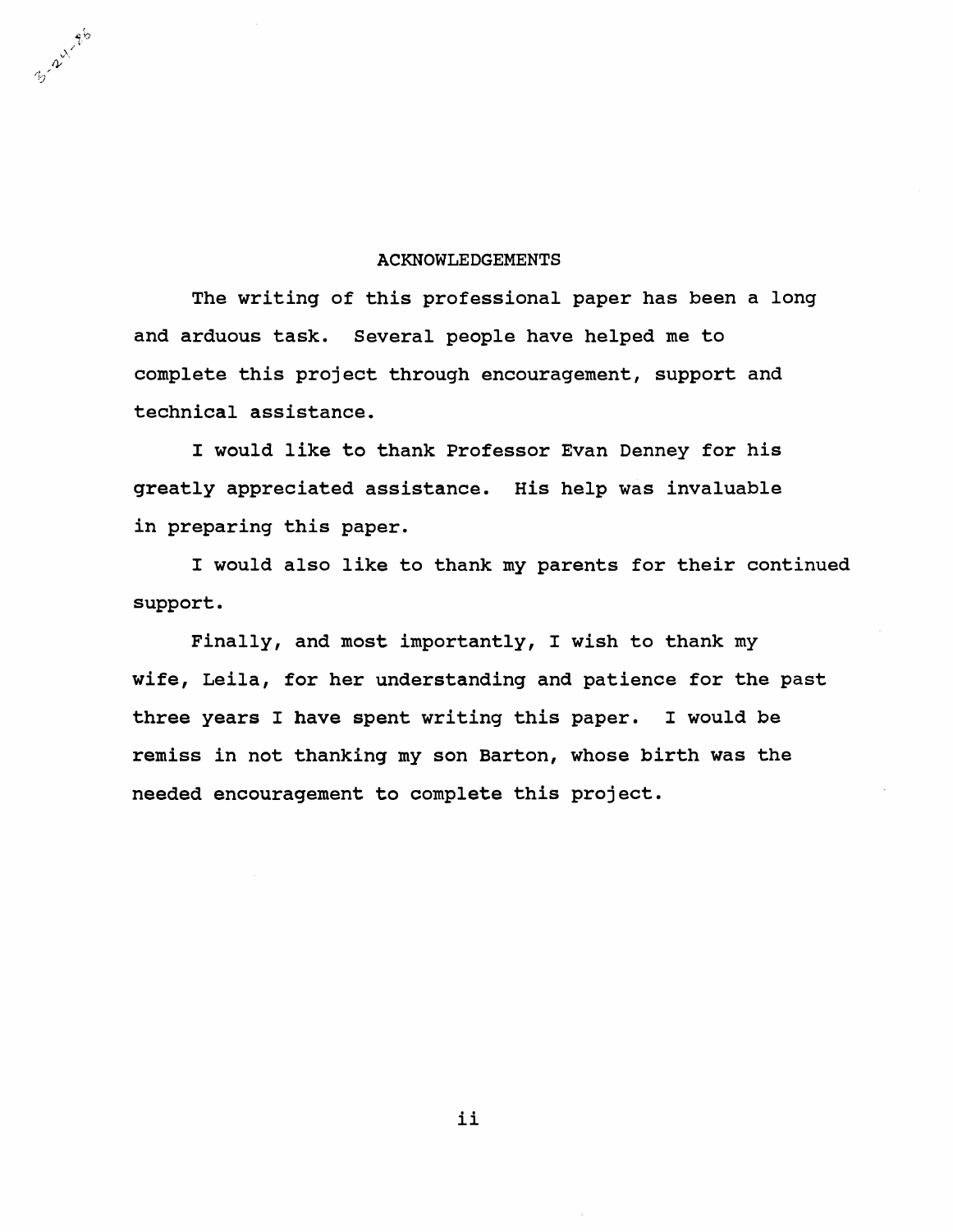## ACKNOWLEDGEMENTS

The writing of this professional paper has been a long and arduous task. Several people have helped me to complete this project through encouragement, support and technical assistance.

I would like to thank Professor Evan Denney for his greatly appreciated assistance. His help was invaluable in preparing this paper.

I would also like to thank my parents for their continued support.

Finally, and most importantly, I wish to thank my wife, Leila, for her understanding and patience for the past three years I have spent writing this paper. I would be remiss in not thanking my son Barton, whose birth was the needed encouragement to complete this project.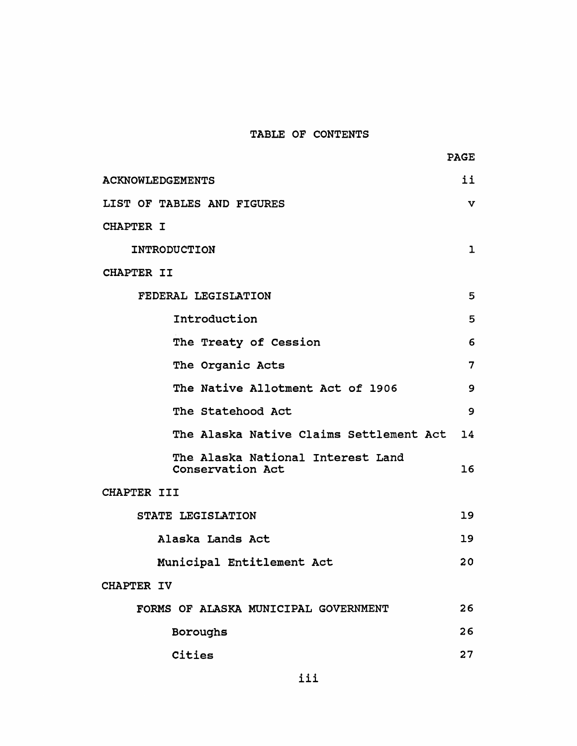# TABLE OF CONTENTS

| | PAGE |
|---|---|
| ACKNOWLEDGEMENTS | ii |
| LIST OF TABLES AND FIGURES | v |
| CHAPTER I | |
| INTRODUCTION | 1 |
| CHAPTER II | |
| FEDERAL LEGISLATION | 5 |
| Introduction | 5 |
| The Treaty of Cession | 6 |
| The Organic Acts | 7 |
| The Native Allotment Act of 1906 | 9 |
| The Statehood Act | 9 |
| The Alaska Native Claims Settlement Act | 14 |
| The Alaska National Interest Land Conservation Act | 16 |
| CHAPTER III | |
| STATE LEGISLATION | 19 |
| Alaska Lands Act | 19 |
| Municipal Entitlement Act | 20 |
| CHAPTER IV | |
| FORMS OF ALASKA MUNICIPAL GOVERNMENT | 26 |
| Boroughs | 26 |
| Cities | 27 |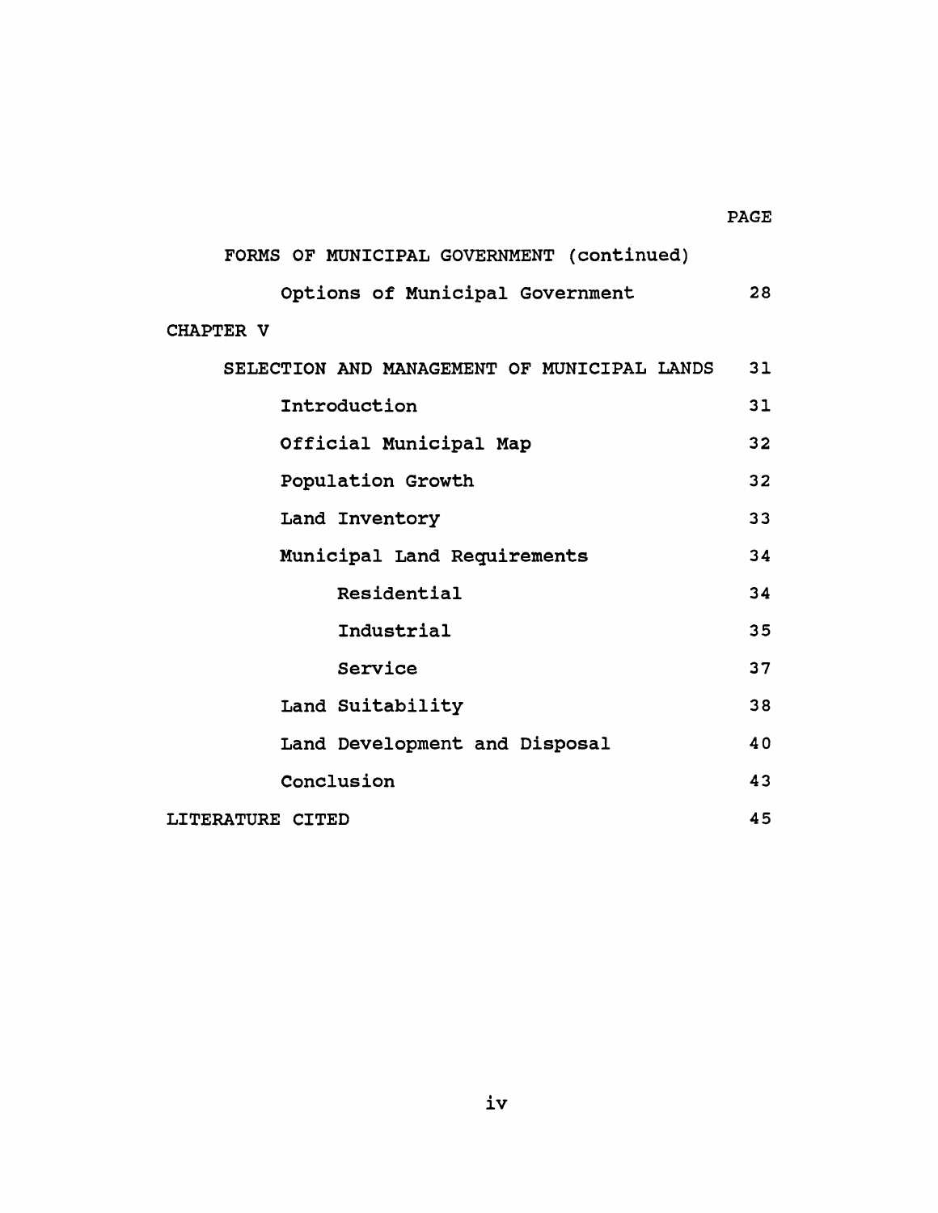| | PAGE |
|---|---|
| FORMS OF MUNICIPAL GOVERNMENT (continued) | |
| Options of Municipal Government | 28 |
| CHAPTER V | |
| SELECTION AND MANAGEMENT OF MUNICIPAL LANDS | 31 |
| Introduction | 31 |
| Official Municipal Map | 32 |
| Population Growth | 32 |
| Land Inventory | 33 |
| Municipal Land Requirements | 34 |
| Residential | 34 |
| Industrial | 35 |
| Service | 37 |
| Land Suitability | 38 |
| Land Development and Disposal | 40 |
| Conclusion | 43 |
| LITERATURE CITED | 45 |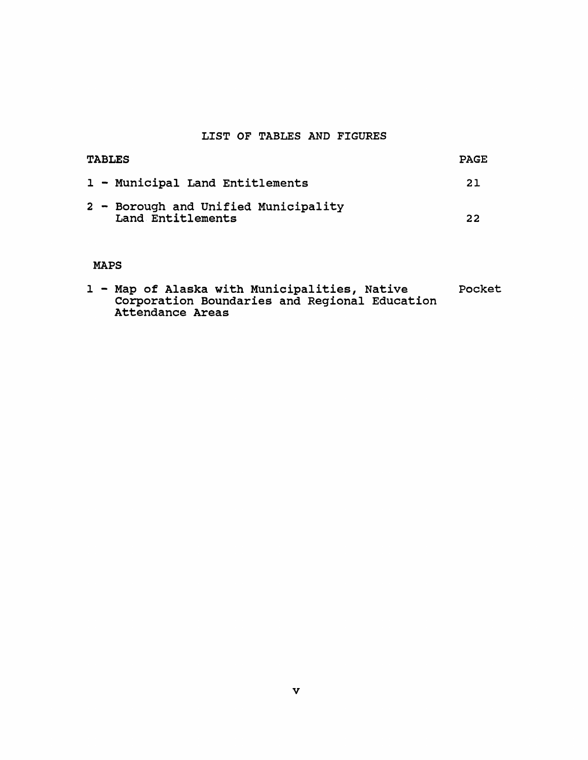# LIST OF TABLES AND FIGURES

| TABLES | PAGE |
| --- | --- |
| 1 - Municipal Land Entitlements | 21 |
| 2 - Borough and Unified Municipality Land Entitlements | 22 |

| MAPS | |
| --- | --- |
| 1 - Map of Alaska with Municipalities, Native Corporation Boundaries and Regional Education Attendance Areas | Pocket |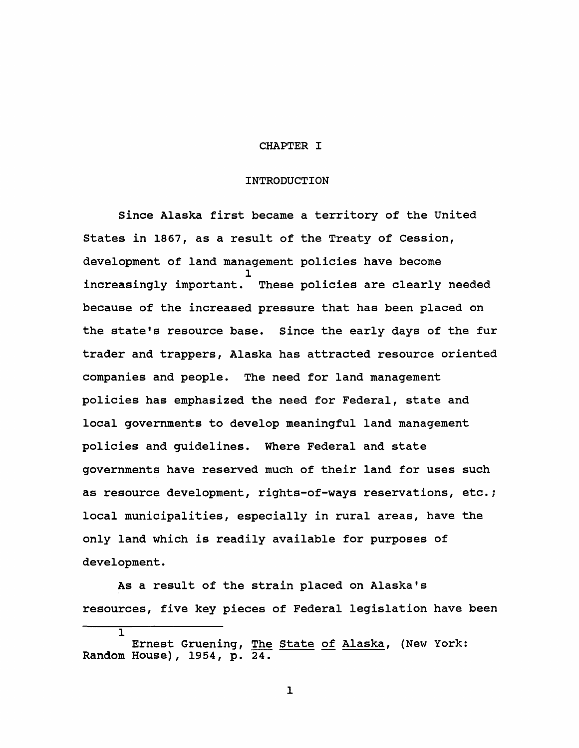# CHAPTER I

## INTRODUCTION

Since Alaska first became a territory of the United States in 1867, as a result of the Treaty of Cession, development of land management policies have become increasingly important.[1] These policies are clearly needed because of the increased pressure that has been placed on the state's resource base. Since the early days of the fur trader and trappers, Alaska has attracted resource oriented companies and people. The need for land management policies has emphasized the need for Federal, state and local governments to develop meaningful land management policies and guidelines. Where Federal and state governments have reserved much of their land for uses such as resource development, rights-of-ways reservations, etc.; local municipalities, especially in rural areas, have the only land which is readily available for purposes of development.

As a result of the strain placed on Alaska's resources, five key pieces of Federal legislation have been

---

[1] Ernest Gruening, The State of Alaska, (New York: Random House), 1954, p. 24.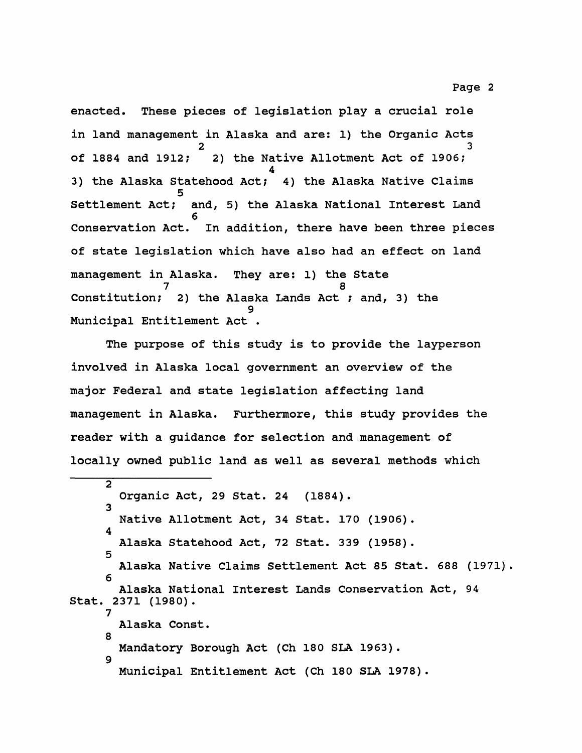enacted. These pieces of legislation play a crucial role in land management in Alaska and are: 1) the Organic Acts of 1884 and 1912;[2] 2) the Native Allotment Act of 1906;[3] 3) the Alaska Statehood Act;[4] 4) the Alaska Native Claims Settlement Act;[5] and, 5) the Alaska National Interest Land Conservation Act.[6] In addition, there have been three pieces of state legislation which have also had an effect on land management in Alaska. They are: 1) the State Constitution;[7] 2) the Alaska Lands Act[8]; and, 3) the Municipal Entitlement Act[9].

The purpose of this study is to provide the layperson involved in Alaska local government an overview of the major Federal and state legislation affecting land management in Alaska. Furthermore, this study provides the reader with a guidance for selection and management of locally owned public land as well as several methods which

---

[2] Organic Act, 29 Stat. 24 (1884).

[3] Native Allotment Act, 34 Stat. 170 (1906).

[4] Alaska Statehood Act, 72 Stat. 339 (1958).

[5] Alaska Native Claims Settlement Act 85 Stat. 688 (1971).

[6] Alaska National Interest Lands Conservation Act, 94 Stat. 2371 (1980).

[7] Alaska Const.

[8] Mandatory Borough Act (Ch 180 SLA 1963).

[9] Municipal Entitlement Act (Ch 180 SLA 1978).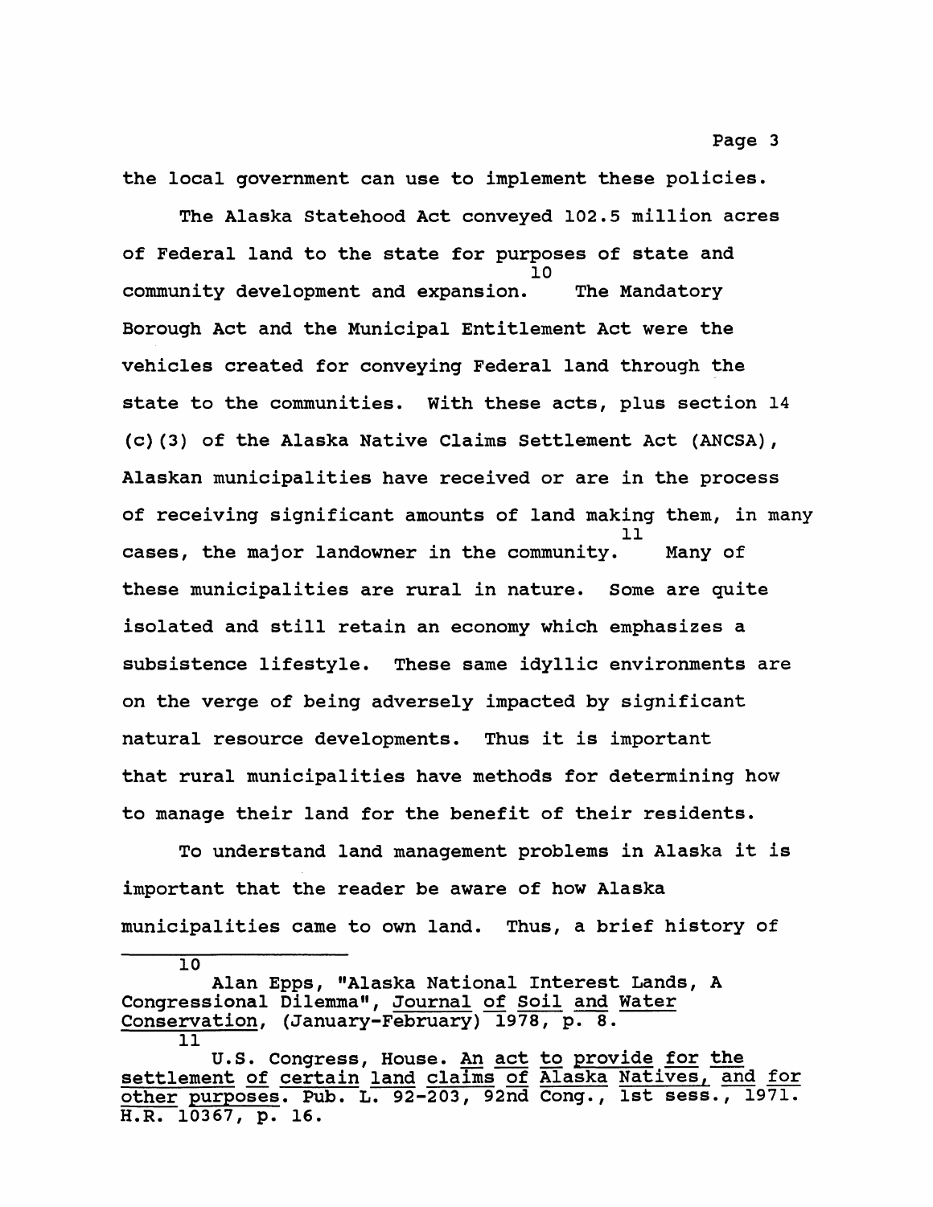the local government can use to implement these policies.

The Alaska Statehood Act conveyed 102.5 million acres of Federal land to the state for purposes of state and community development and expansion.[10] The Mandatory Borough Act and the Municipal Entitlement Act were the vehicles created for conveying Federal land through the state to the communities. With these acts, plus section 14 (c)(3) of the Alaska Native Claims Settlement Act (ANCSA), Alaskan municipalities have received or are in the process of receiving significant amounts of land making them, in many cases, the major landowner in the community.[11] Many of these municipalities are rural in nature. Some are quite isolated and still retain an economy which emphasizes a subsistence lifestyle. These same idyllic environments are on the verge of being adversely impacted by significant natural resource developments. Thus it is important that rural municipalities have methods for determining how to manage their land for the benefit of their residents.

To understand land management problems in Alaska it is important that the reader be aware of how Alaska municipalities came to own land. Thus, a brief history of

---

[10] Alan Epps, "Alaska National Interest Lands, A Congressional Dilemma", _Journal of Soil and Water Conservation_, (January-February) 1978, p. 8.

[11] U.S. Congress, House. _An act to provide for the settlement of certain land claims of Alaska Natives, and for other purposes_. Pub. L. 92-203, 92nd Cong., 1st sess., 1971. H.R. 10367, p. 16.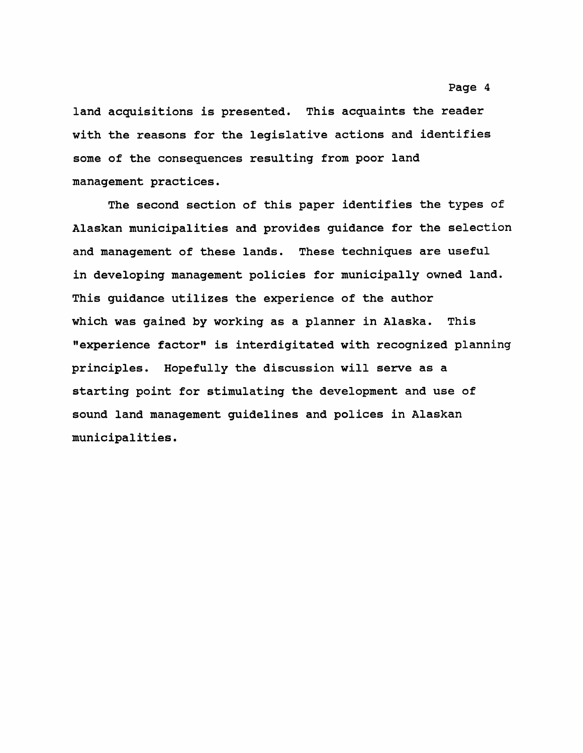land acquisitions is presented. This acquaints the reader with the reasons for the legislative actions and identifies some of the consequences resulting from poor land management practices.

The second section of this paper identifies the types of Alaskan municipalities and provides guidance for the selection and management of these lands. These techniques are useful in developing management policies for municipally owned land. This guidance utilizes the experience of the author which was gained by working as a planner in Alaska. This "experience factor" is interdigitated with recognized planning principles. Hopefully the discussion will serve as a starting point for stimulating the development and use of sound land management guidelines and polices in Alaskan municipalities.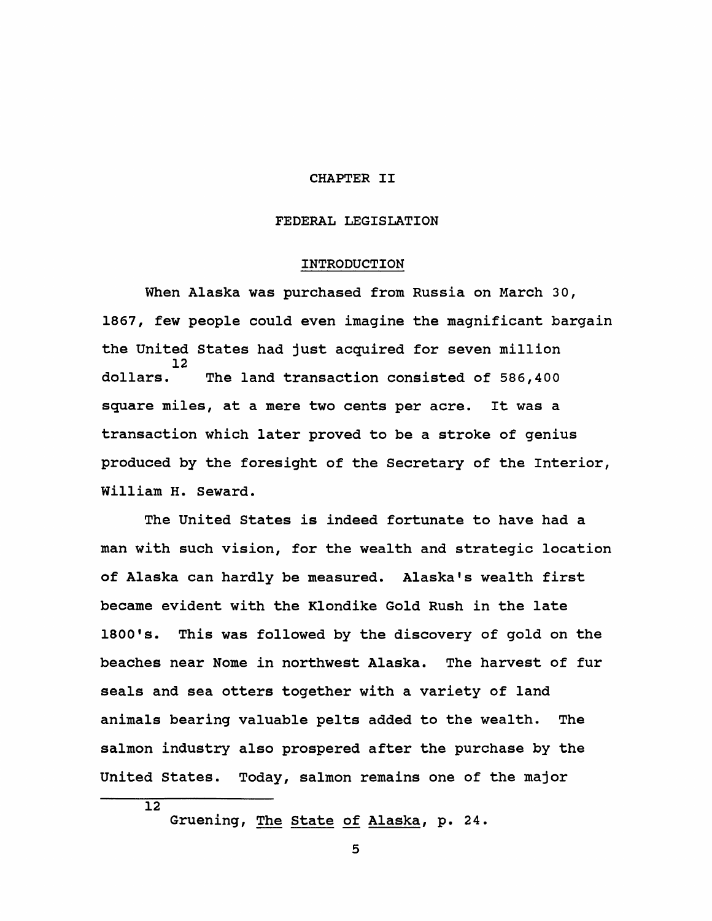# CHAPTER II

## FEDERAL LEGISLATION

### INTRODUCTION

When Alaska was purchased from Russia on March 30, 1867, few people could even imagine the magnificant bargain the United States had just acquired for seven million dollars.[12] The land transaction consisted of 586,400 square miles, at a mere two cents per acre. It was a transaction which later proved to be a stroke of genius produced by the foresight of the Secretary of the Interior, William H. Seward.

The United States is indeed fortunate to have had a man with such vision, for the wealth and strategic location of Alaska can hardly be measured. Alaska's wealth first became evident with the Klondike Gold Rush in the late 1800's. This was followed by the discovery of gold on the beaches near Nome in northwest Alaska. The harvest of fur seals and sea otters together with a variety of land animals bearing valuable pelts added to the wealth. The salmon industry also prospered after the purchase by the United States. Today, salmon remains one of the major

---

[12] Gruening, _The State of Alaska_, p. 24.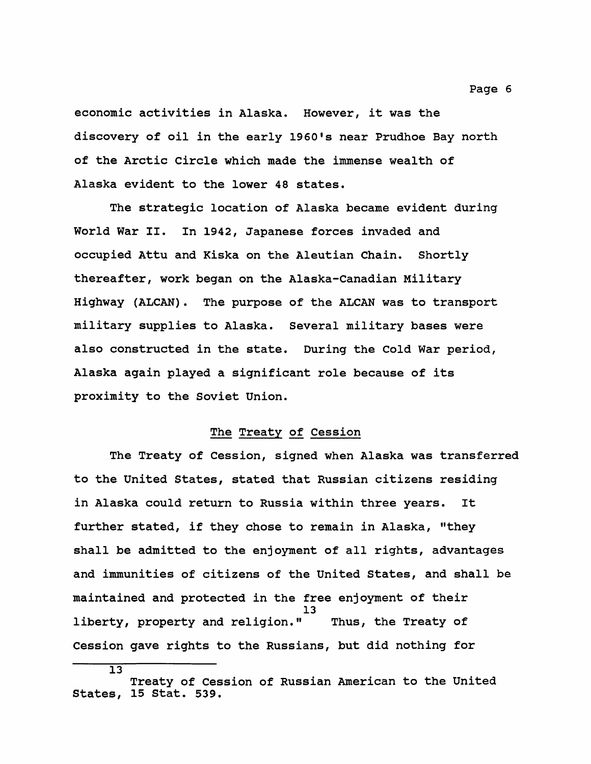economic activities in Alaska. However, it was the discovery of oil in the early 1960's near Prudhoe Bay north of the Arctic Circle which made the immense wealth of Alaska evident to the lower 48 states.

The strategic location of Alaska became evident during World War II. In 1942, Japanese forces invaded and occupied Attu and Kiska on the Aleutian Chain. Shortly thereafter, work began on the Alaska-Canadian Military Highway (ALCAN). The purpose of the ALCAN was to transport military supplies to Alaska. Several military bases were also constructed in the state. During the Cold War period, Alaska again played a significant role because of its proximity to the Soviet Union.

## The Treaty of Cession

The Treaty of Cession, signed when Alaska was transferred to the United States, stated that Russian citizens residing in Alaska could return to Russia within three years. It further stated, if they chose to remain in Alaska, "they shall be admitted to the enjoyment of all rights, advantages and immunities of citizens of the United States, and shall be maintained and protected in the free enjoyment of their liberty, property and religion."[13] Thus, the Treaty of Cession gave rights to the Russians, but did nothing for

---

[13] Treaty of Cession of Russian American to the United States, 15 Stat. 539.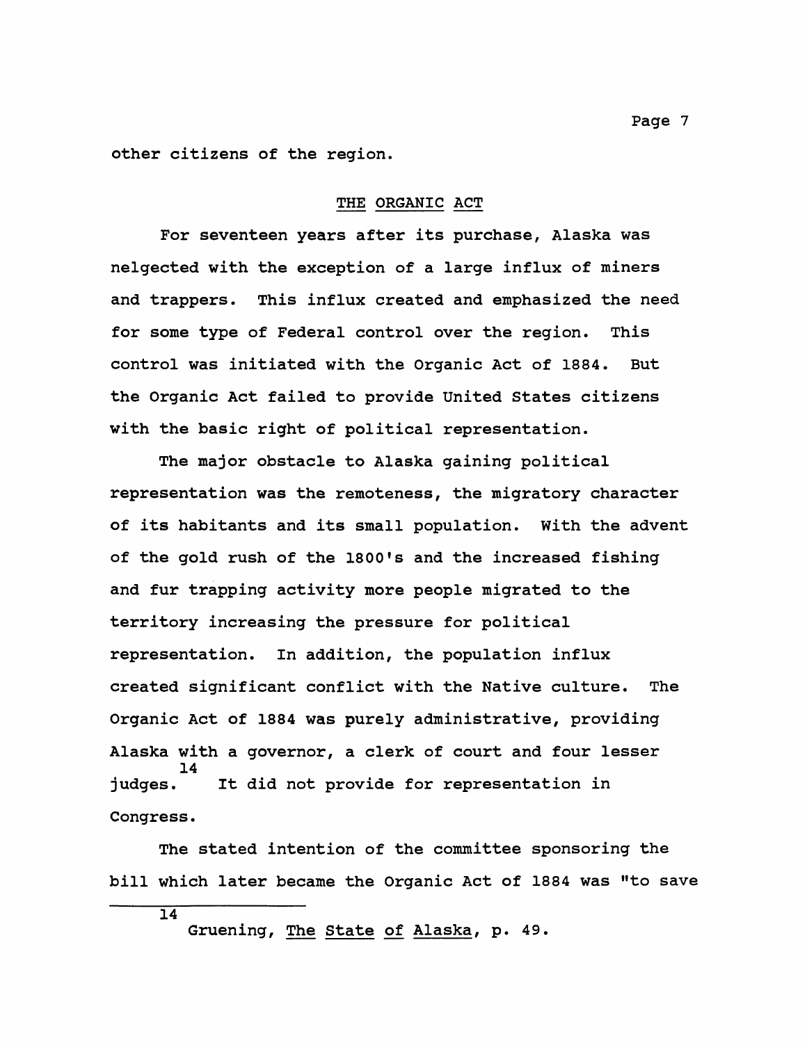other citizens of the region.

## THE ORGANIC ACT

For seventeen years after its purchase, Alaska was nelgected with the exception of a large influx of miners and trappers. This influx created and emphasized the need for some type of Federal control over the region. This control was initiated with the Organic Act of 1884. But the Organic Act failed to provide United States citizens with the basic right of political representation.

The major obstacle to Alaska gaining political representation was the remoteness, the migratory character of its habitants and its small population. With the advent of the gold rush of the 1800's and the increased fishing and fur trapping activity more people migrated to the territory increasing the pressure for political representation. In addition, the population influx created significant conflict with the Native culture. The Organic Act of 1884 was purely administrative, providing Alaska with a governor, a clerk of court and four lesser judges.[14] It did not provide for representation in Congress.

The stated intention of the committee sponsoring the bill which later became the Organic Act of 1884 was "to save

---

[14] Gruening, The State of Alaska, p. 49.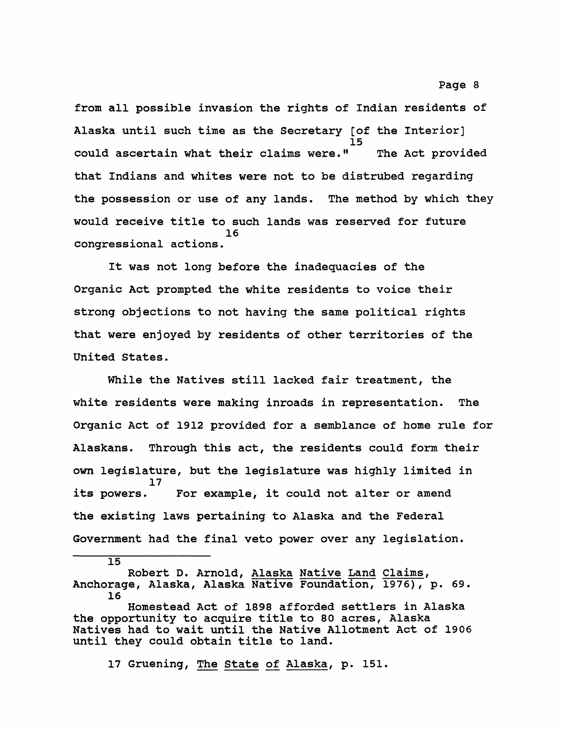from all possible invasion the rights of Indian residents of Alaska until such time as the Secretary [of the Interior] could ascertain what their claims were."[15] The Act provided that Indians and whites were not to be distrubed regarding the possession or use of any lands. The method by which they would receive title to such lands was reserved for future congressional actions.[16]

It was not long before the inadequacies of the Organic Act prompted the white residents to voice their strong objections to not having the same political rights that were enjoyed by residents of other territories of the United States.

While the Natives still lacked fair treatment, the white residents were making inroads in representation. The Organic Act of 1912 provided for a semblance of home rule for Alaskans. Through this act, the residents could form their own legislature, but the legislature was highly limited in its powers.[17] For example, it could not alter or amend the existing laws pertaining to Alaska and the Federal Government had the final veto power over any legislation.

---

15 Robert D. Arnold, Alaska Native Land Claims, Anchorage, Alaska, Alaska Native Foundation, 1976), p. 69.

16 Homestead Act of 1898 afforded settlers in Alaska the opportunity to acquire title to 80 acres, Alaska Natives had to wait until the Native Allotment Act of 1906 until they could obtain title to land.

17 Gruening, The State of Alaska, p. 151.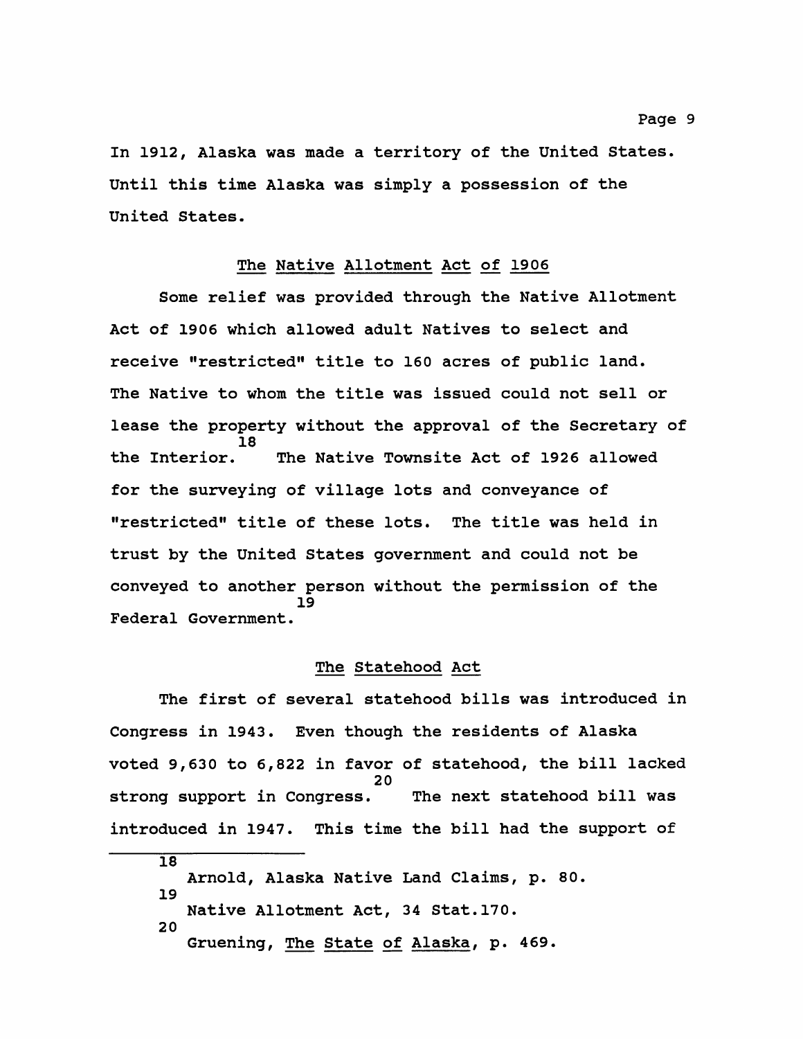In 1912, Alaska was made a territory of the United States. Until this time Alaska was simply a possession of the United States.

## The Native Allotment Act of 1906

Some relief was provided through the Native Allotment Act of 1906 which allowed adult Natives to select and receive "restricted" title to 160 acres of public land. The Native to whom the title was issued could not sell or lease the property without the approval of the Secretary of the Interior.[18] The Native Townsite Act of 1926 allowed for the surveying of village lots and conveyance of "restricted" title of these lots. The title was held in trust by the United States government and could not be conveyed to another person without the permission of the Federal Government.[19]

## The Statehood Act

The first of several statehood bills was introduced in Congress in 1943. Even though the residents of Alaska voted 9,630 to 6,822 in favor of statehood, the bill lacked strong support in Congress.[20] The next statehood bill was introduced in 1947. This time the bill had the support of

---

[18] Arnold, Alaska Native Land Claims, p. 80.

[19] Native Allotment Act, 34 Stat.170.

[20] Gruening, The State of Alaska, p. 469.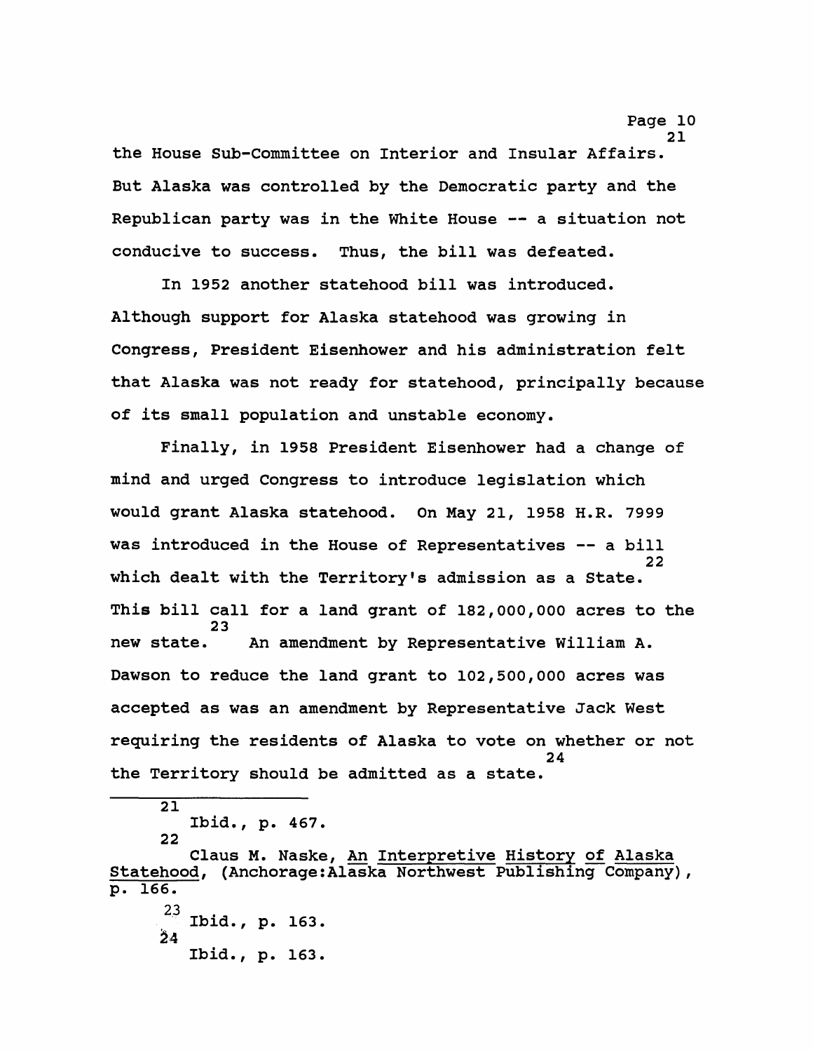the House Sub-Committee on Interior and Insular Affairs.[21] But Alaska was controlled by the Democratic party and the Republican party was in the White House -- a situation not conducive to success. Thus, the bill was defeated.

In 1952 another statehood bill was introduced. Although support for Alaska statehood was growing in Congress, President Eisenhower and his administration felt that Alaska was not ready for statehood, principally because of its small population and unstable economy.

Finally, in 1958 President Eisenhower had a change of mind and urged Congress to introduce legislation which would grant Alaska statehood. On May 21, 1958 H.R. 7999 was introduced in the House of Representatives -- a bill which dealt with the Territory's admission as a State.[22] This bill call for a land grant of 182,000,000 acres to the new state.[23] An amendment by Representative William A. Dawson to reduce the land grant to 102,500,000 acres was accepted as was an amendment by Representative Jack West requiring the residents of Alaska to vote on whether or not the Territory should be admitted as a state.[24]

---

[21] Ibid., p. 467.

[22] Claus M. Naske, An Interpretive History of Alaska Statehood, (Anchorage:Alaska Northwest Publishing Company), p. 166.

[23] Ibid., p. 163.

[24] Ibid., p. 163.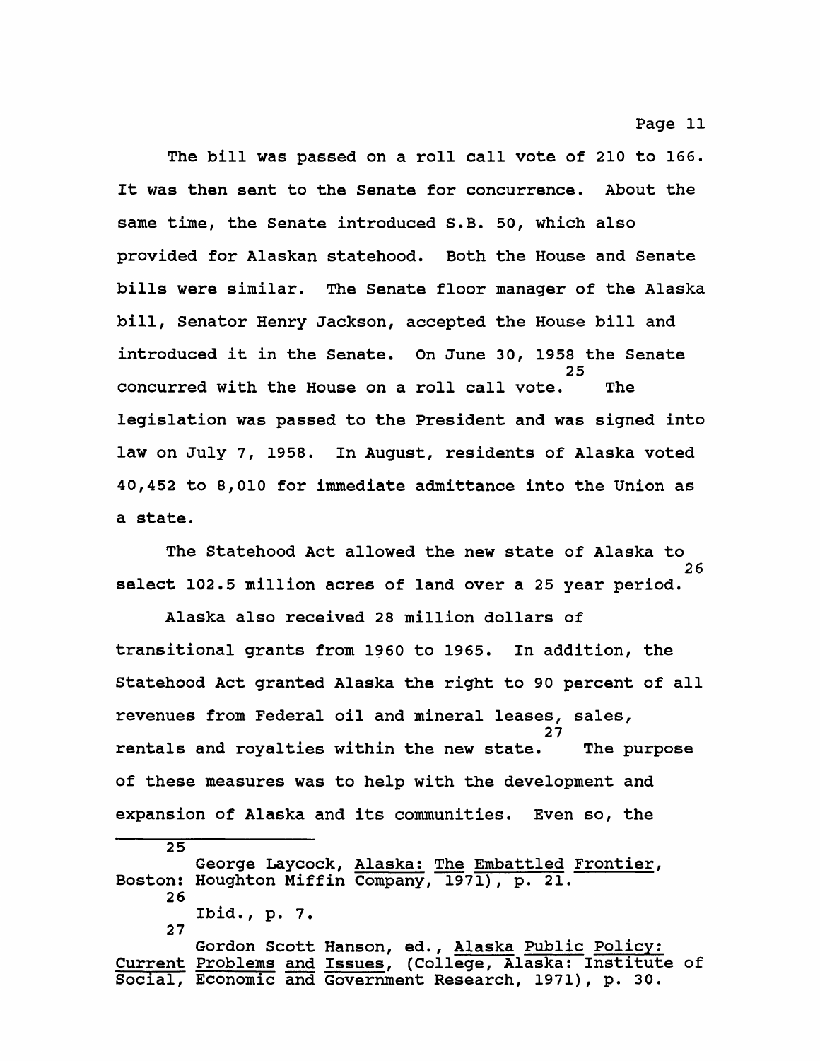The bill was passed on a roll call vote of 210 to 166. It was then sent to the Senate for concurrence. About the same time, the Senate introduced S.B. 50, which also provided for Alaskan statehood. Both the House and Senate bills were similar. The Senate floor manager of the Alaska bill, Senator Henry Jackson, accepted the House bill and introduced it in the Senate. On June 30, 1958 the Senate concurred with the House on a roll call vote.[25] The legislation was passed to the President and was signed into law on July 7, 1958. In August, residents of Alaska voted 40,452 to 8,010 for immediate admittance into the Union as a state.

The Statehood Act allowed the new state of Alaska to select 102.5 million acres of land over a 25 year period.[26]

Alaska also received 28 million dollars of transitional grants from 1960 to 1965. In addition, the Statehood Act granted Alaska the right to 90 percent of all revenues from Federal oil and mineral leases, sales, rentals and royalties within the new state.[27] The purpose of these measures was to help with the development and expansion of Alaska and its communities. Even so, the

---

[25] George Laycock, Alaska: The Embattled Frontier, Boston: Houghton Miffin Company, 1971), p. 21.

[26] Ibid., p. 7.

[27] Gordon Scott Hanson, ed., Alaska Public Policy: Current Problems and Issues, (College, Alaska: Institute of Social, Economic and Government Research, 1971), p. 30.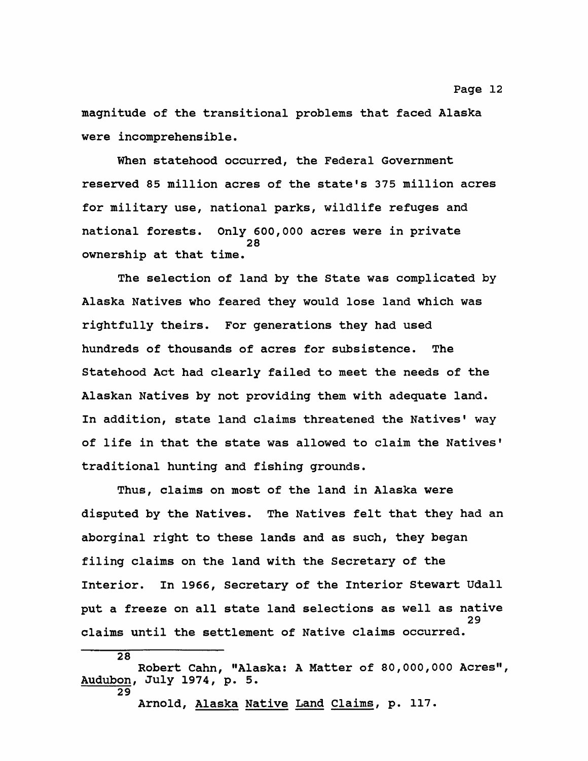magnitude of the transitional problems that faced Alaska were incomprehensible.

When statehood occurred, the Federal Government reserved 85 million acres of the state's 375 million acres for military use, national parks, wildlife refuges and national forests. Only 600,000 acres were in private ownership at that time.[28]

The selection of land by the State was complicated by Alaska Natives who feared they would lose land which was rightfully theirs. For generations they had used hundreds of thousands of acres for subsistence. The Statehood Act had clearly failed to meet the needs of the Alaskan Natives by not providing them with adequate land. In addition, state land claims threatened the Natives' way of life in that the state was allowed to claim the Natives' traditional hunting and fishing grounds.

Thus, claims on most of the land in Alaska were disputed by the Natives. The Natives felt that they had an aborginal right to these lands and as such, they began filing claims on the land with the Secretary of the Interior. In 1966, Secretary of the Interior Stewart Udall put a freeze on all state land selections as well as native claims until the settlement of Native claims occurred.[29]

---

[28] Robert Cahn, "Alaska: A Matter of 80,000,000 Acres", _Audubon_, July 1974, p. 5.

[29] Arnold, _Alaska Native Land Claims_, p. 117.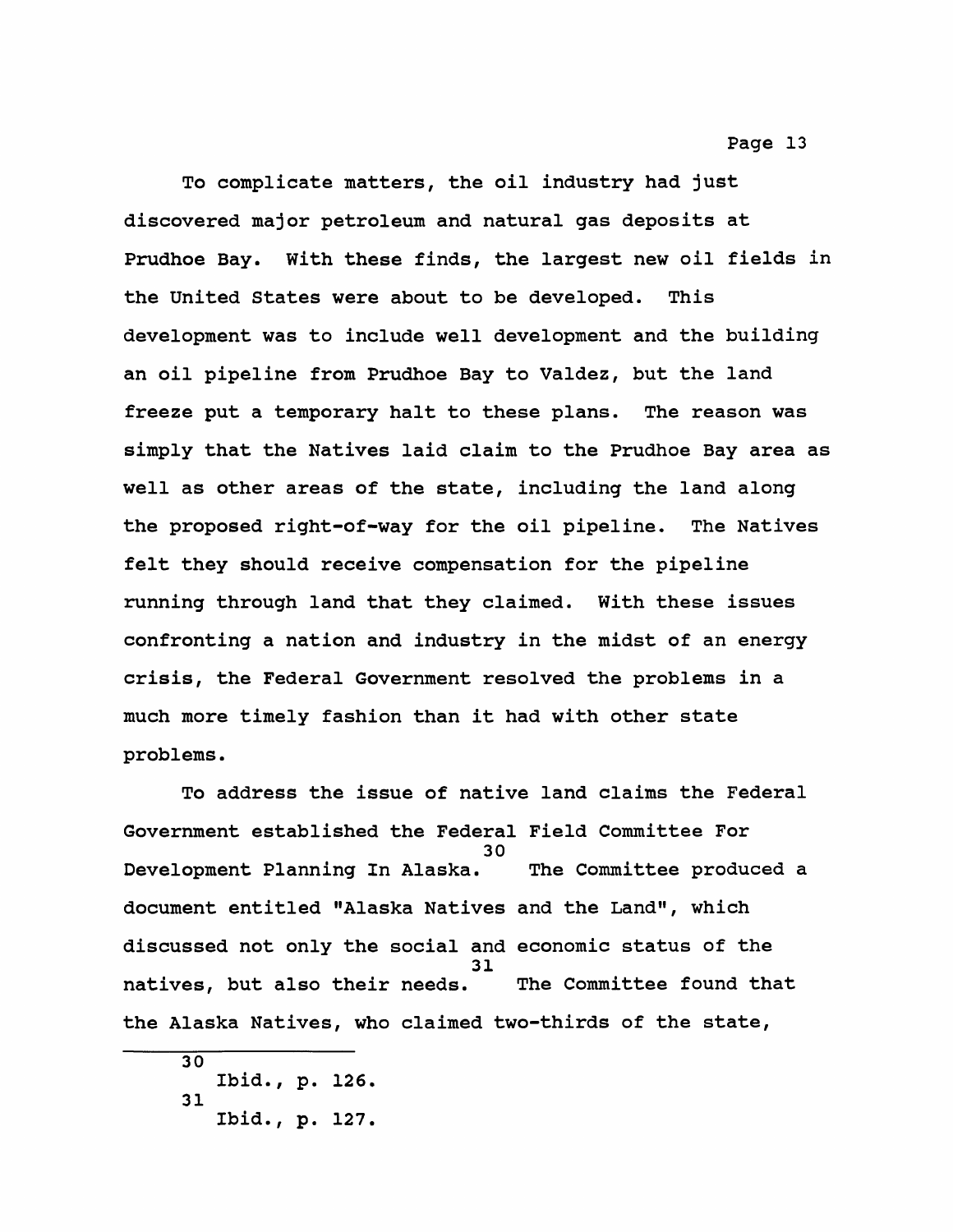To complicate matters, the oil industry had just discovered major petroleum and natural gas deposits at Prudhoe Bay. With these finds, the largest new oil fields in the United States were about to be developed. This development was to include well development and the building an oil pipeline from Prudhoe Bay to Valdez, but the land freeze put a temporary halt to these plans. The reason was simply that the Natives laid claim to the Prudhoe Bay area as well as other areas of the state, including the land along the proposed right-of-way for the oil pipeline. The Natives felt they should receive compensation for the pipeline running through land that they claimed. With these issues confronting a nation and industry in the midst of an energy crisis, the Federal Government resolved the problems in a much more timely fashion than it had with other state problems.

To address the issue of native land claims the Federal Government established the Federal Field Committee For Development Planning In Alaska.[30] The Committee produced a document entitled "Alaska Natives and the Land", which discussed not only the social and economic status of the natives, but also their needs.[31] The Committee found that the Alaska Natives, who claimed two-thirds of the state,

---

[30] Ibid., p. 126.

[31] Ibid., p. 127.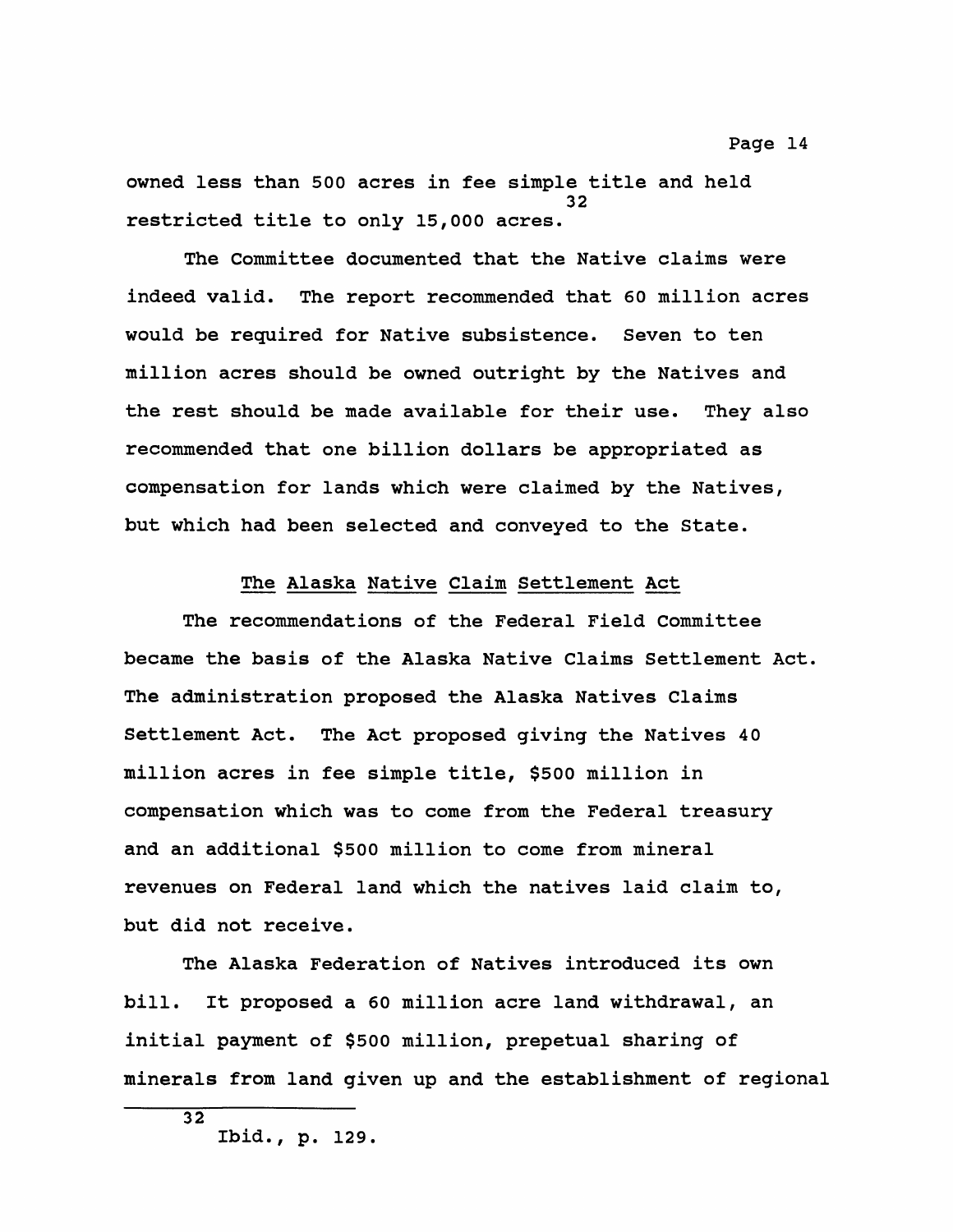owned less than 500 acres in fee simple title and held restricted title to only 15,000 acres.[32]

The Committee documented that the Native claims were indeed valid. The report recommended that 60 million acres would be required for Native subsistence. Seven to ten million acres should be owned outright by the Natives and the rest should be made available for their use. They also recommended that one billion dollars be appropriated as compensation for lands which were claimed by the Natives, but which had been selected and conveyed to the State.

## The Alaska Native Claim Settlement Act

The recommendations of the Federal Field Committee became the basis of the Alaska Native Claims Settlement Act. The administration proposed the Alaska Natives Claims Settlement Act. The Act proposed giving the Natives 40 million acres in fee simple title, $500 million in compensation which was to come from the Federal treasury and an additional $500 million to come from mineral revenues on Federal land which the natives laid claim to, but did not receive.

The Alaska Federation of Natives introduced its own bill. It proposed a 60 million acre land withdrawal, an initial payment of $500 million, prepetual sharing of minerals from land given up and the establishment of regional

---

[32] Ibid., p. 129.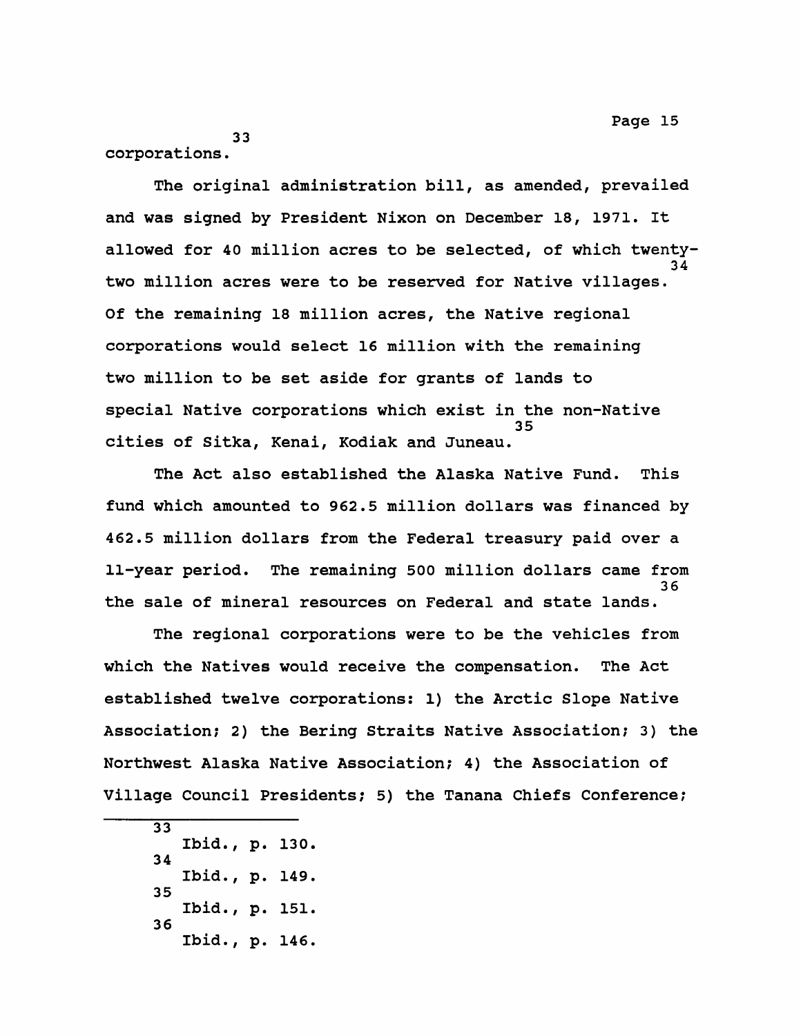corporations.[33]

The original administration bill, as amended, prevailed and was signed by President Nixon on December 18, 1971. It allowed for 40 million acres to be selected, of which twenty-two million acres were to be reserved for Native villages.[34] Of the remaining 18 million acres, the Native regional corporations would select 16 million with the remaining two million to be set aside for grants of lands to special Native corporations which exist in the non-Native cities of Sitka, Kenai, Kodiak and Juneau.[35]

The Act also established the Alaska Native Fund. This fund which amounted to 962.5 million dollars was financed by 462.5 million dollars from the Federal treasury paid over a 11-year period. The remaining 500 million dollars came from the sale of mineral resources on Federal and state lands.[36]

The regional corporations were to be the vehicles from which the Natives would receive the compensation. The Act established twelve corporations: 1) the Arctic Slope Native Association; 2) the Bering Straits Native Association; 3) the Northwest Alaska Native Association; 4) the Association of Village Council Presidents; 5) the Tanana Chiefs Conference;

---

[33] Ibid., p. 130.

[34] Ibid., p. 149.

[35] Ibid., p. 151.

[36] Ibid., p. 146.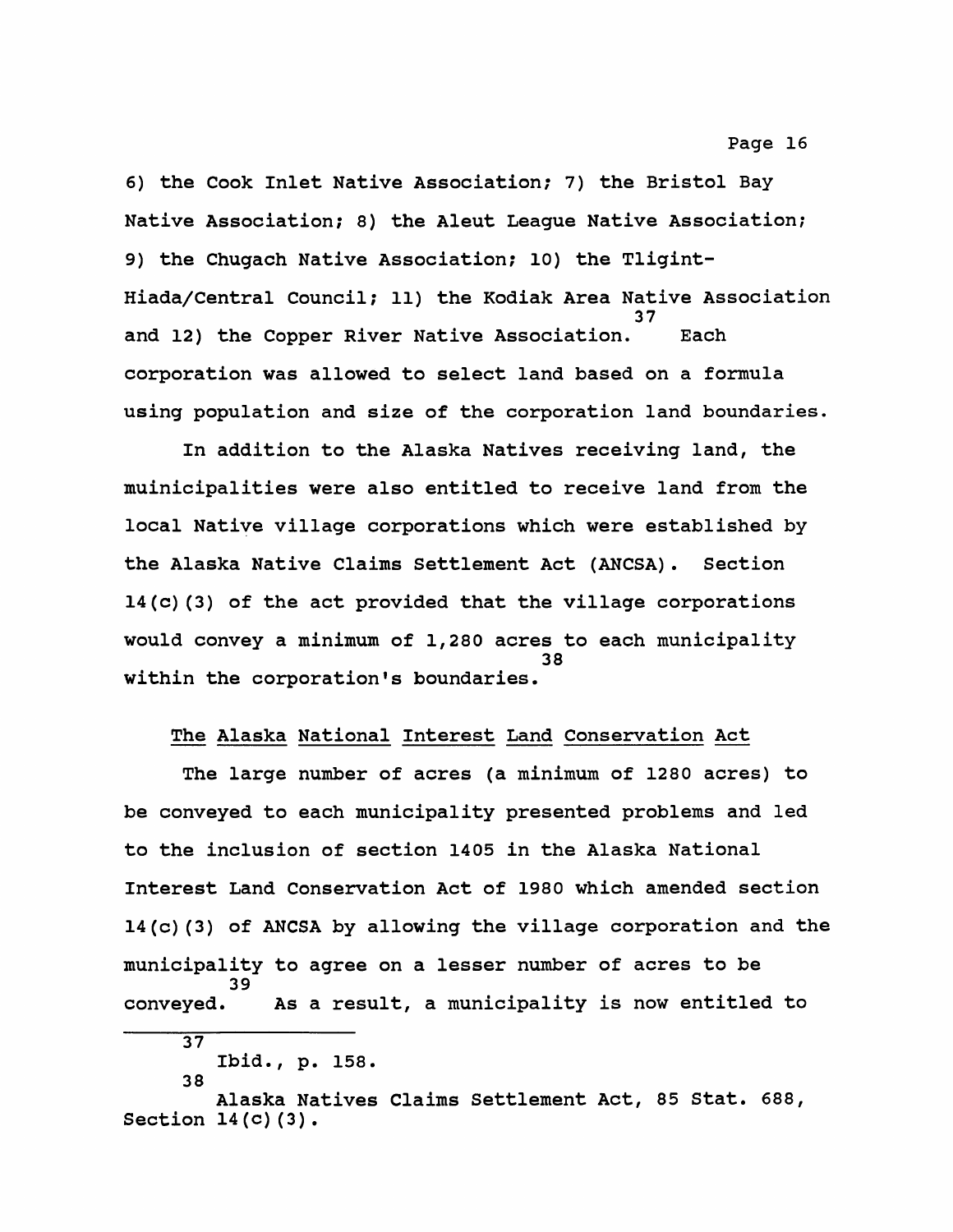6) the Cook Inlet Native Association; 7) the Bristol Bay Native Association; 8) the Aleut League Native Association; 9) the Chugach Native Association; 10) the Tligint-Hiada/Central Council; 11) the Kodiak Area Native Association and 12) the Copper River Native Association.[37] Each corporation was allowed to select land based on a formula using population and size of the corporation land boundaries.

In addition to the Alaska Natives receiving land, the muinicipalities were also entitled to receive land from the local Native village corporations which were established by the Alaska Native Claims Settlement Act (ANCSA). Section 14(c)(3) of the act provided that the village corporations would convey a minimum of 1,280 acres to each municipality within the corporation's boundaries.[38]

## The Alaska National Interest Land Conservation Act

The large number of acres (a minimum of 1280 acres) to be conveyed to each municipality presented problems and led to the inclusion of section 1405 in the Alaska National Interest Land Conservation Act of 1980 which amended section 14(c)(3) of ANCSA by allowing the village corporation and the municipality to agree on a lesser number of acres to be conveyed.[39] As a result, a municipality is now entitled to

---

[37] Ibid., p. 158.

[38] Alaska Natives Claims Settlement Act, 85 Stat. 688, Section 14(c)(3).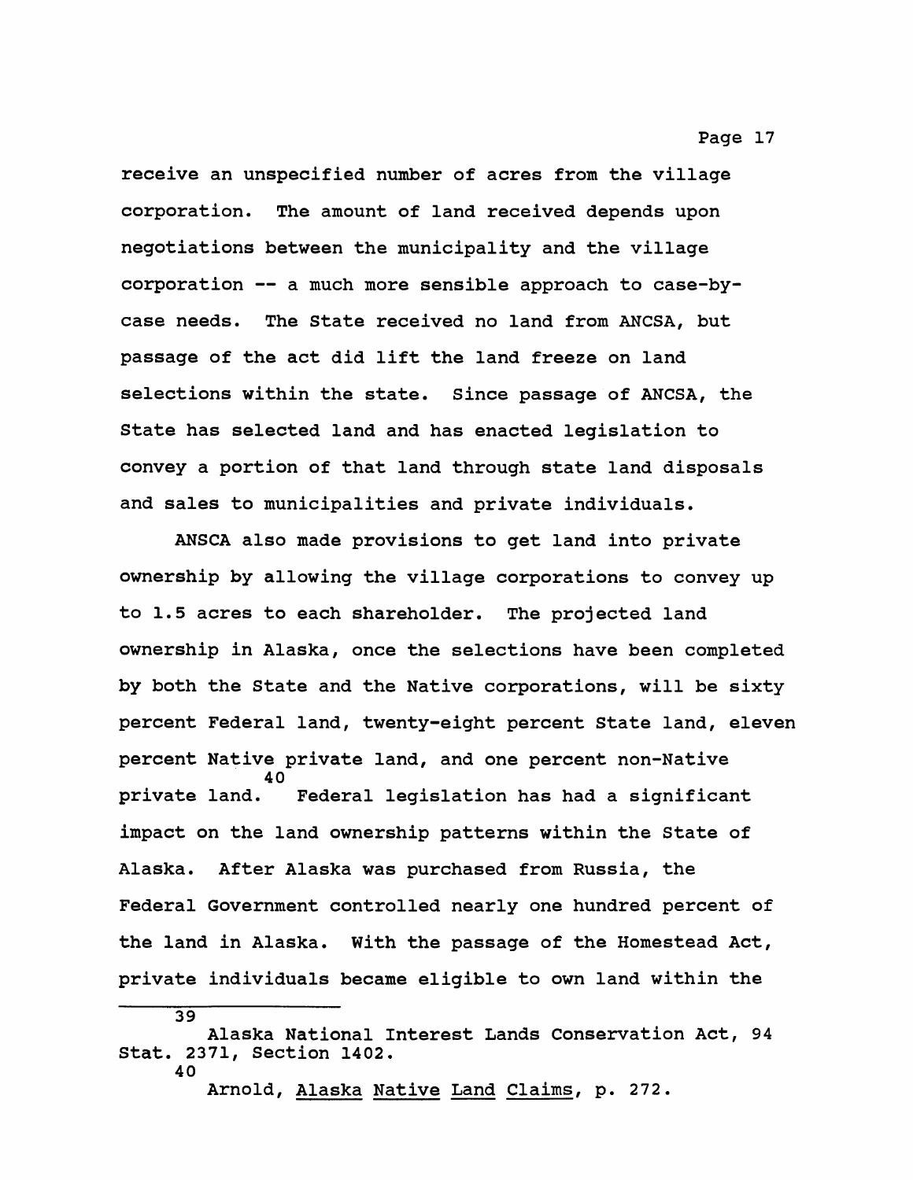receive an unspecified number of acres from the village corporation. The amount of land received depends upon negotiations between the municipality and the village corporation -- a much more sensible approach to case-by-case needs. The State received no land from ANCSA, but passage of the act did lift the land freeze on land selections within the state. Since passage of ANCSA, the State has selected land and has enacted legislation to convey a portion of that land through state land disposals and sales to municipalities and private individuals.

ANSCA also made provisions to get land into private ownership by allowing the village corporations to convey up to 1.5 acres to each shareholder. The projected land ownership in Alaska, once the selections have been completed by both the State and the Native corporations, will be sixty percent Federal land, twenty-eight percent State land, eleven percent Native private land, and one percent non-Native private land.[40] Federal legislation has had a significant impact on the land ownership patterns within the State of Alaska. After Alaska was purchased from Russia, the Federal Government controlled nearly one hundred percent of the land in Alaska. With the passage of the Homestead Act, private individuals became eligible to own land within the

---

[39] Alaska National Interest Lands Conservation Act, 94 Stat. 2371, Section 1402.

[40] Arnold, Alaska Native Land Claims, p. 272.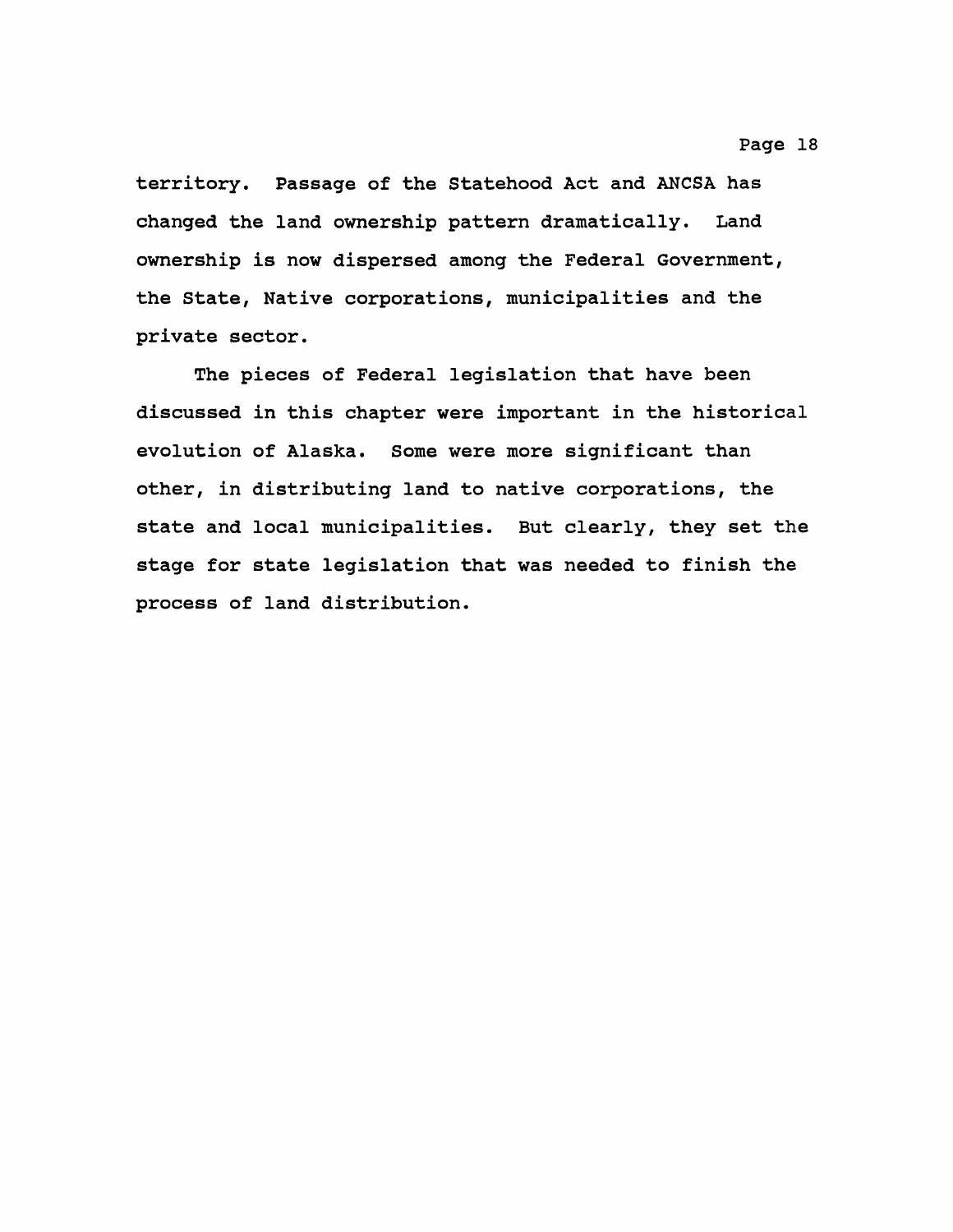territory. Passage of the Statehood Act and ANCSA has changed the land ownership pattern dramatically. Land ownership is now dispersed among the Federal Government, the State, Native corporations, municipalities and the private sector.

The pieces of Federal legislation that have been discussed in this chapter were important in the historical evolution of Alaska. Some were more significant than other, in distributing land to native corporations, the state and local municipalities. But clearly, they set the stage for state legislation that was needed to finish the process of land distribution.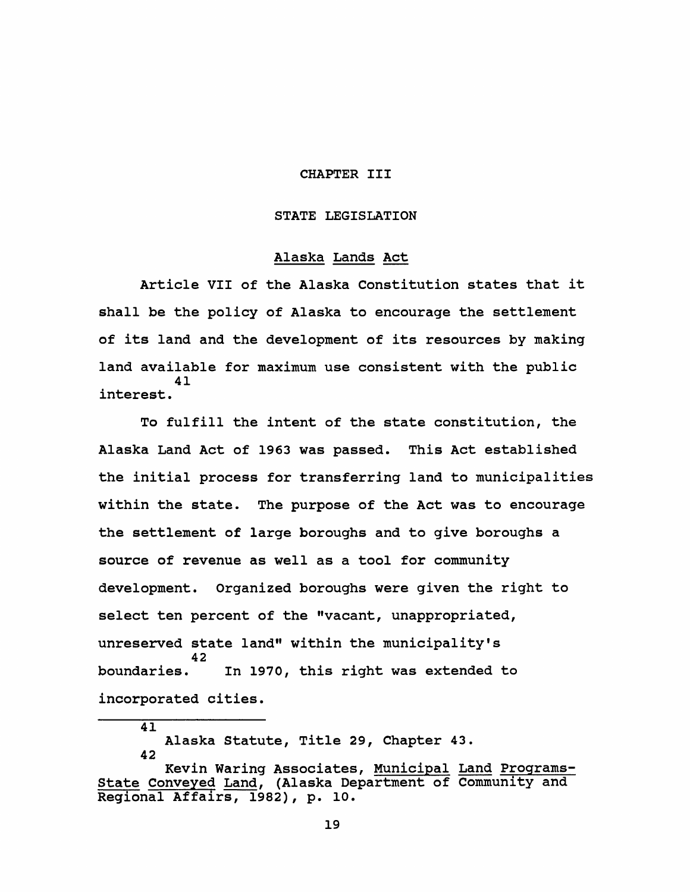# CHAPTER III

## STATE LEGISLATION

### Alaska Lands Act

Article VII of the Alaska Constitution states that it shall be the policy of Alaska to encourage the settlement of its land and the development of its resources by making land available for maximum use consistent with the public interest.[41]

To fulfill the intent of the state constitution, the Alaska Land Act of 1963 was passed. This Act established the initial process for transferring land to municipalities within the state. The purpose of the Act was to encourage the settlement of large boroughs and to give boroughs a source of revenue as well as a tool for community development. Organized boroughs were given the right to select ten percent of the "vacant, unappropriated, unreserved state land" within the municipality's boundaries.[42] In 1970, this right was extended to incorporated cities.

---

[41] Alaska Statute, Title 29, Chapter 43.

[42] Kevin Waring Associates, Municipal Land Programs-State Conveyed Land, (Alaska Department of Community and Regional Affairs, 1982), p. 10.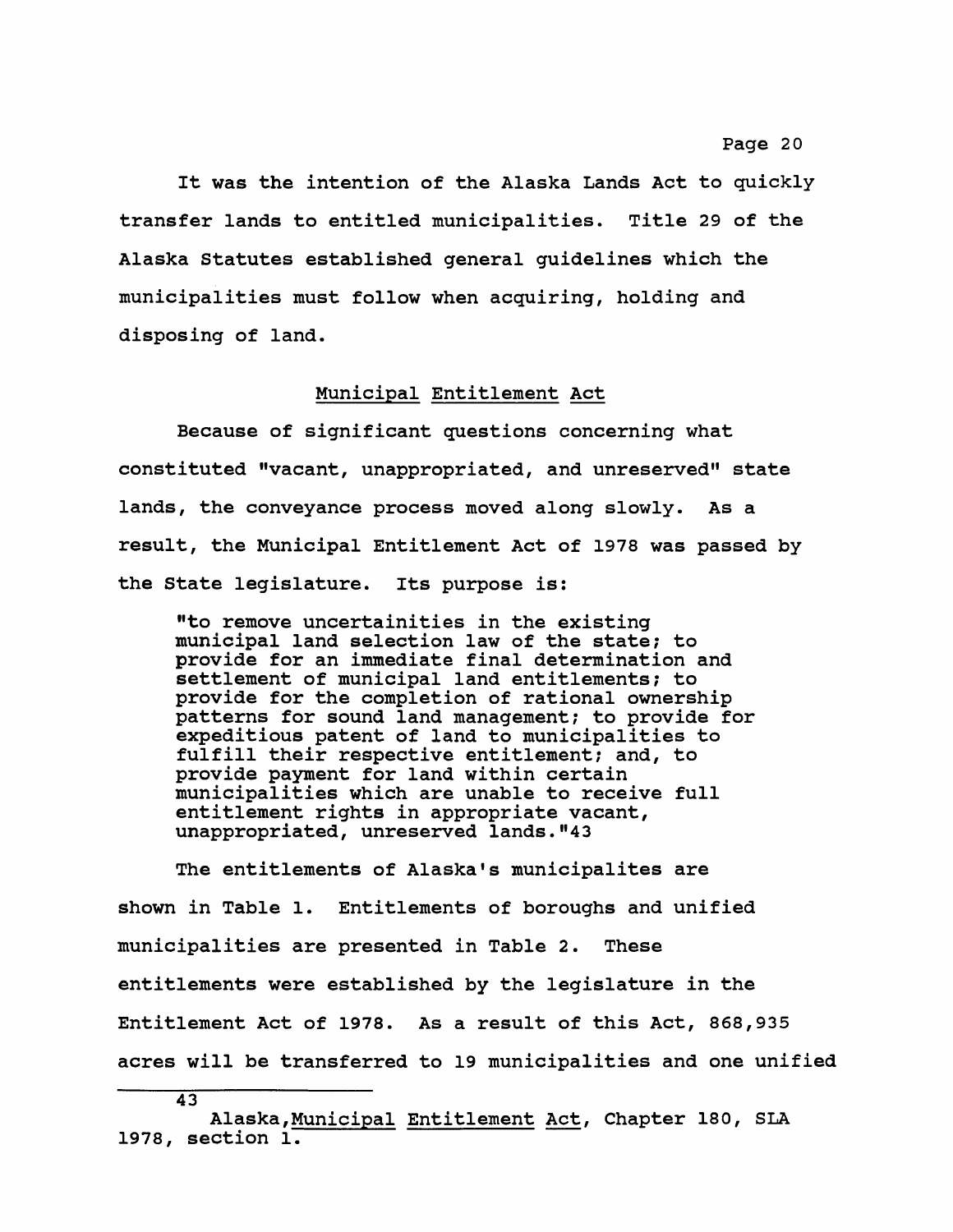It was the intention of the Alaska Lands Act to quickly transfer lands to entitled municipalities. Title 29 of the Alaska Statutes established general guidelines which the municipalities must follow when acquiring, holding and disposing of land.

## Municipal Entitlement Act

Because of significant questions concerning what constituted "vacant, unappropriated, and unreserved" state lands, the conveyance process moved along slowly. As a result, the Municipal Entitlement Act of 1978 was passed by the State legislature. Its purpose is:

> "to remove uncertainities in the existing municipal land selection law of the state; to provide for an immediate final determination and settlement of municipal land entitlements; to provide for the completion of rational ownership patterns for sound land management; to provide for expeditious patent of land to municipalities to fulfill their respective entitlement; and, to provide payment for land within certain municipalities which are unable to receive full entitlement rights in appropriate vacant, unappropriated, unreserved lands."[43]

The entitlements of Alaska's municipalites are shown in Table 1. Entitlements of boroughs and unified municipalities are presented in Table 2. These entitlements were established by the legislature in the Entitlement Act of 1978. As a result of this Act, 868,935 acres will be transferred to 19 municipalities and one unified

---

[43] Alaska, Municipal Entitlement Act, Chapter 180, SLA 1978, section 1.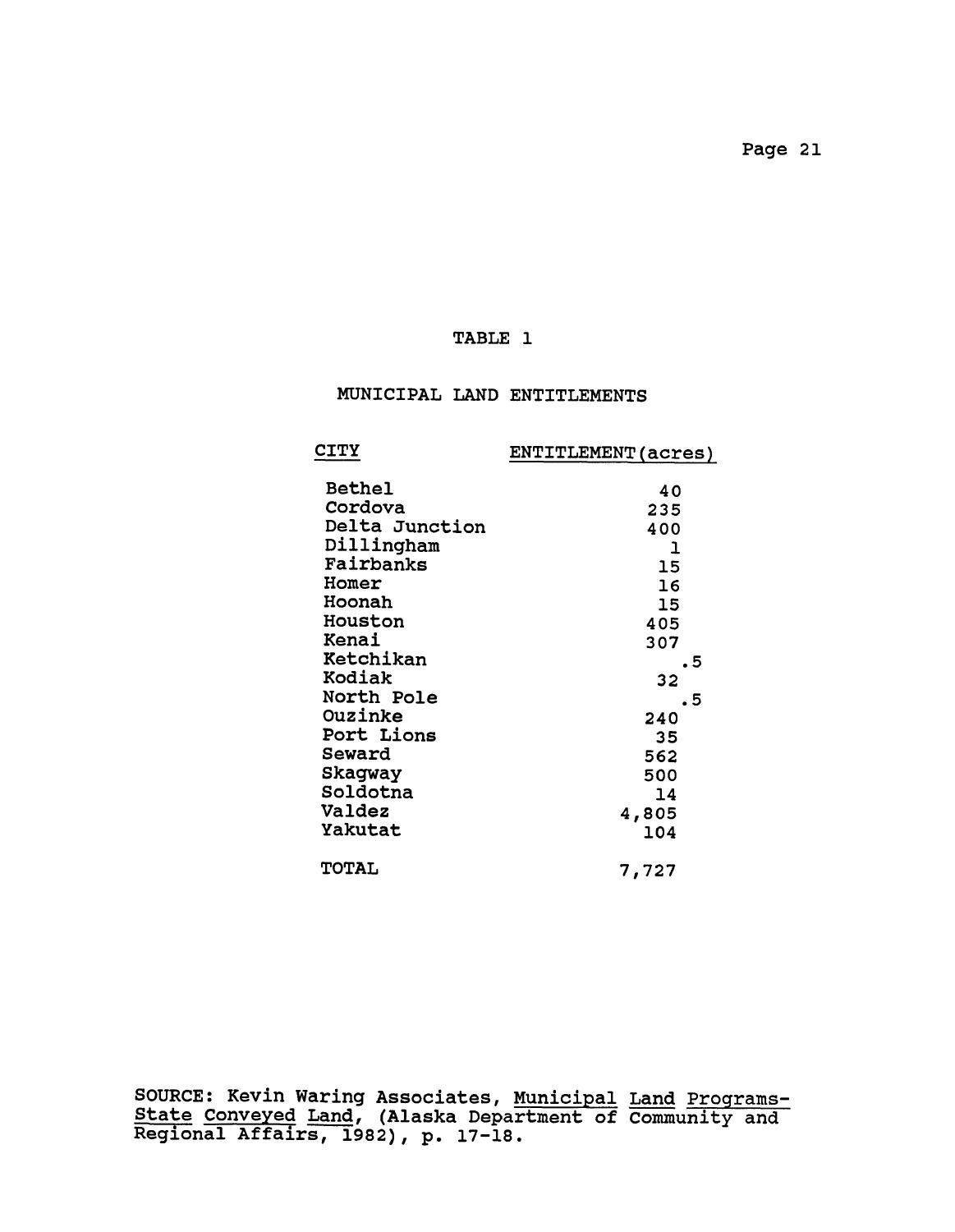# TABLE 1

## MUNICIPAL LAND ENTITLEMENTS

| CITY | ENTITLEMENT(acres) |
|---|---|
| Bethel | 40 |
| Cordova | 235 |
| Delta Junction | 400 |
| Dillingham | 1 |
| Fairbanks | 15 |
| Homer | 16 |
| Hoonah | 15 |
| Houston | 405 |
| Kenai | 307 |
| Ketchikan | .5 |
| Kodiak | 32 |
| North Pole | .5 |
| Ouzinke | 240 |
| Port Lions | 35 |
| Seward | 562 |
| Skagway | 500 |
| Soldotna | 14 |
| Valdez | 4,805 |
| Yakutat | 104 |
| TOTAL | 7,727 |

SOURCE: Kevin Waring Associates, Municipal Land Programs-State Conveyed Land, (Alaska Department of Community and Regional Affairs, 1982), p. 17-18.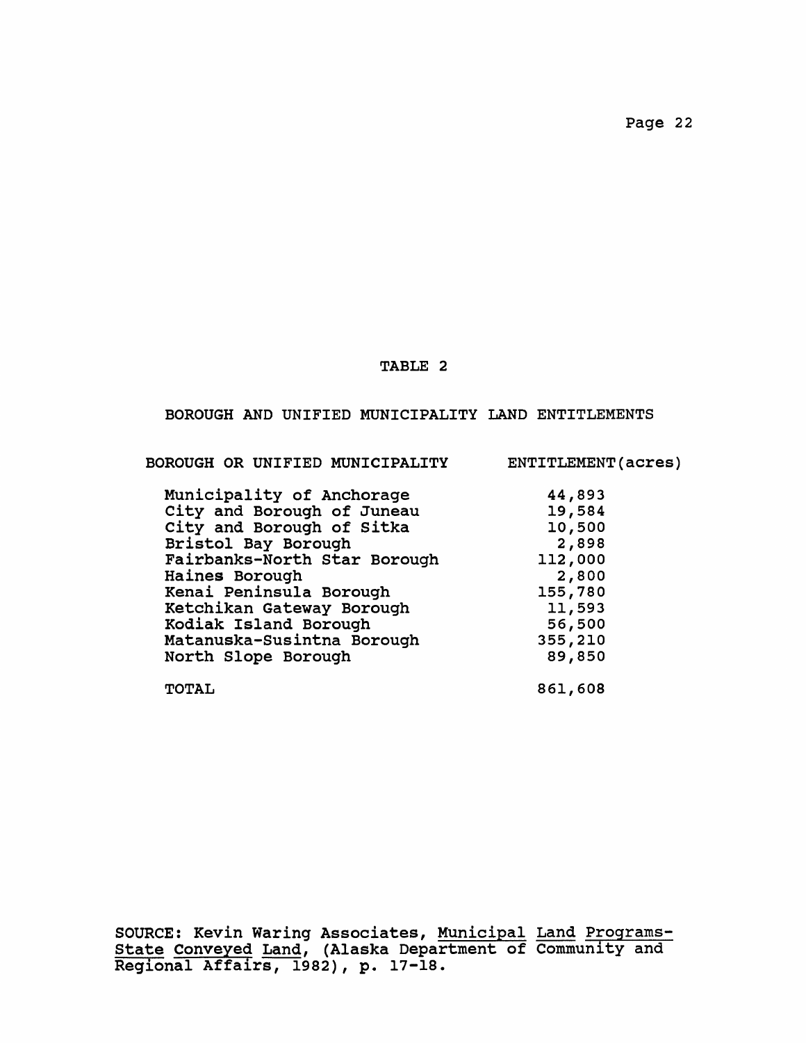## TABLE 2

### BOROUGH AND UNIFIED MUNICIPALITY LAND ENTITLEMENTS

| BOROUGH OR UNIFIED MUNICIPALITY | ENTITLEMENT(acres) |
|---|---|
| Municipality of Anchorage | 44,893 |
| City and Borough of Juneau | 19,584 |
| City and Borough of Sitka | 10,500 |
| Bristol Bay Borough | 2,898 |
| Fairbanks-North Star Borough | 112,000 |
| Haines Borough | 2,800 |
| Kenai Peninsula Borough | 155,780 |
| Ketchikan Gateway Borough | 11,593 |
| Kodiak Island Borough | 56,500 |
| Matanuska-Susintna Borough | 355,210 |
| North Slope Borough | 89,850 |
| TOTAL | 861,608 |

SOURCE: Kevin Waring Associates, Municipal Land Programs-State Conveyed Land, (Alaska Department of Community and Regional Affairs, 1982), p. 17-18.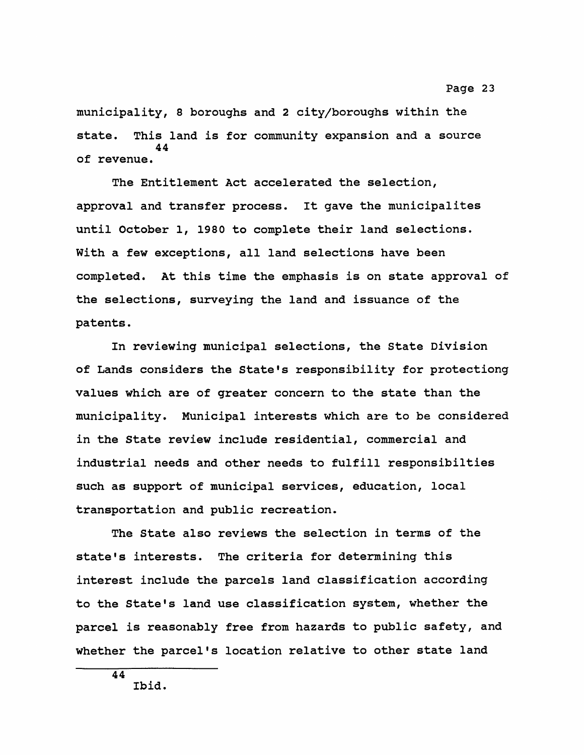municipality, 8 boroughs and 2 city/boroughs within the state. This land is for community expansion and a source of revenue.[44]

The Entitlement Act accelerated the selection, approval and transfer process. It gave the municipalites until October 1, 1980 to complete their land selections. With a few exceptions, all land selections have been completed. At this time the emphasis is on state approval of the selections, surveying the land and issuance of the patents.

In reviewing municipal selections, the State Division of Lands considers the State's responsibility for protectiong values which are of greater concern to the state than the municipality. Municipal interests which are to be considered in the State review include residential, commercial and industrial needs and other needs to fulfill responsibilties such as support of municipal services, education, local transportation and public recreation.

The State also reviews the selection in terms of the state's interests. The criteria for determining this interest include the parcels land classification according to the State's land use classification system, whether the parcel is reasonably free from hazards to public safety, and whether the parcel's location relative to other state land

---

[44] Ibid.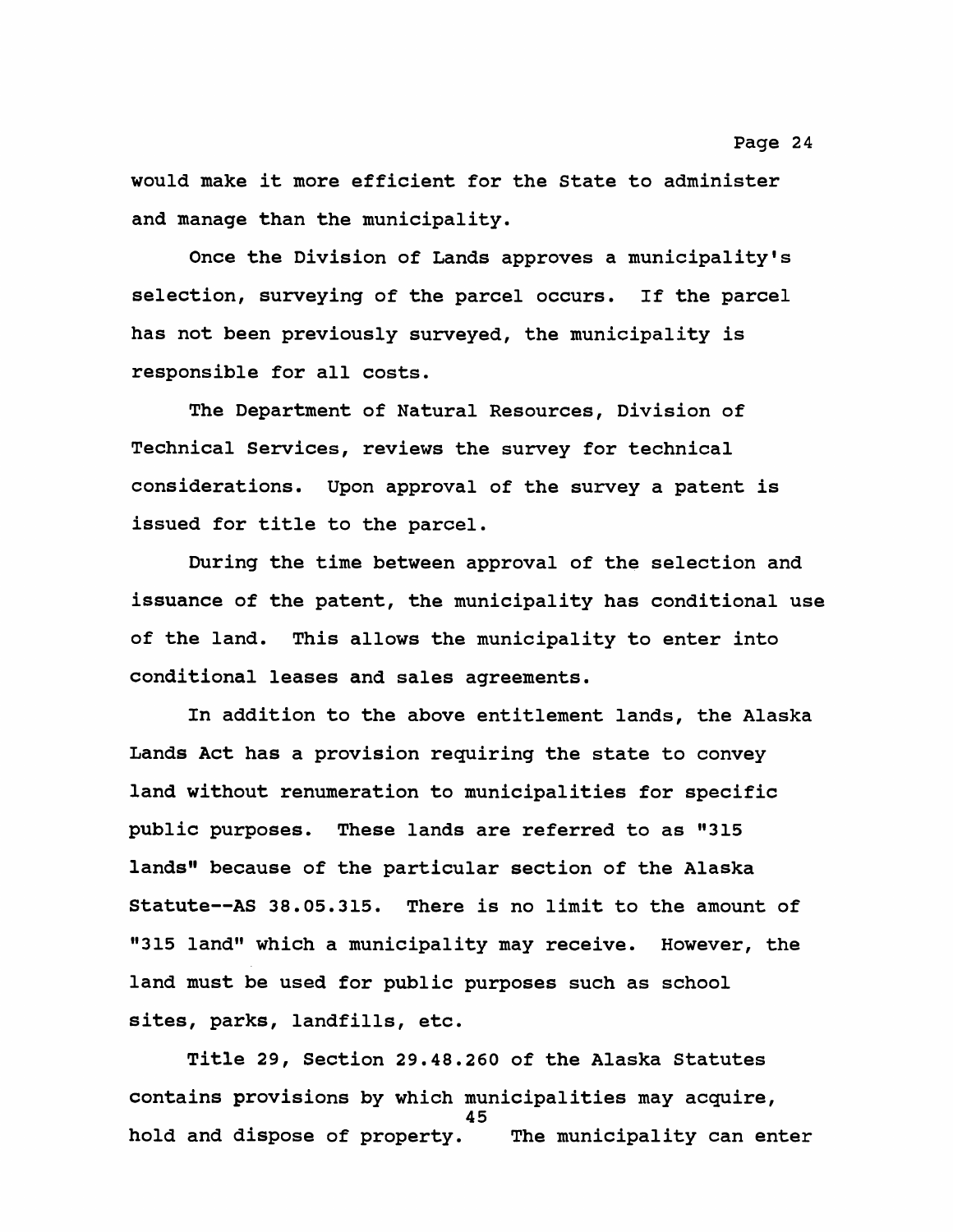would make it more efficient for the State to administer and manage than the municipality.

Once the Division of Lands approves a municipality's selection, surveying of the parcel occurs. If the parcel has not been previously surveyed, the municipality is responsible for all costs.

The Department of Natural Resources, Division of Technical Services, reviews the survey for technical considerations. Upon approval of the survey a patent is issued for title to the parcel.

During the time between approval of the selection and issuance of the patent, the municipality has conditional use of the land. This allows the municipality to enter into conditional leases and sales agreements.

In addition to the above entitlement lands, the Alaska Lands Act has a provision requiring the state to convey land without renumeration to municipalities for specific public purposes. These lands are referred to as "315 lands" because of the particular section of the Alaska Statute--AS 38.05.315. There is no limit to the amount of "315 land" which a municipality may receive. However, the land must be used for public purposes such as school sites, parks, landfills, etc.

Title 29, Section 29.48.260 of the Alaska Statutes contains provisions by which municipalities may acquire, hold and dispose of property.[45] The municipality can enter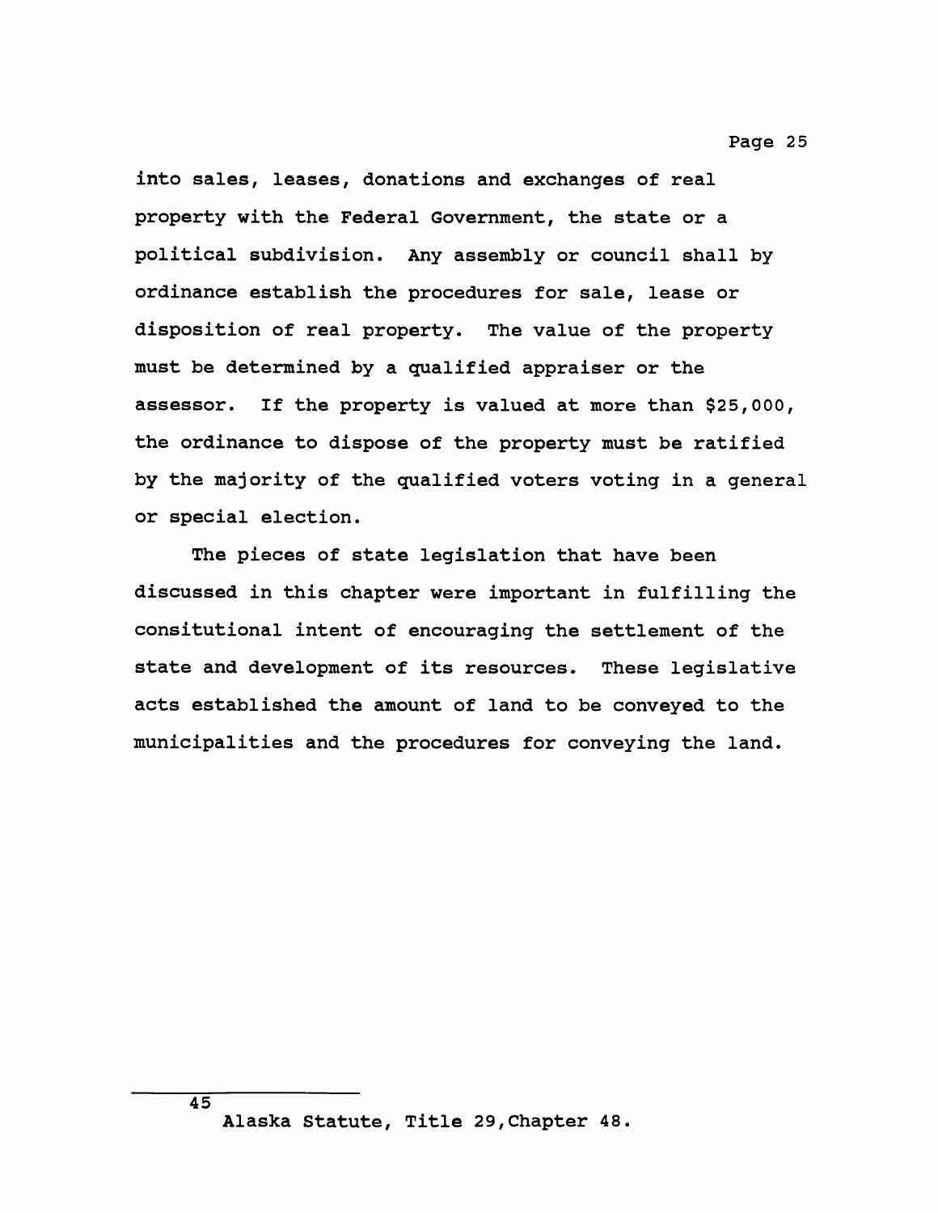into sales, leases, donations and exchanges of real property with the Federal Government, the state or a political subdivision. Any assembly or council shall by ordinance establish the procedures for sale, lease or disposition of real property. The value of the property must be determined by a qualified appraiser or the assessor. If the property is valued at more than $25,000, the ordinance to dispose of the property must be ratified by the majority of the qualified voters voting in a general or special election.

The pieces of state legislation that have been discussed in this chapter were important in fulfilling the consitutional intent of encouraging the settlement of the state and development of its resources. These legislative acts established the amount of land to be conveyed to the municipalities and the procedures for conveying the land.

---

45 Alaska Statute, Title 29, Chapter 48.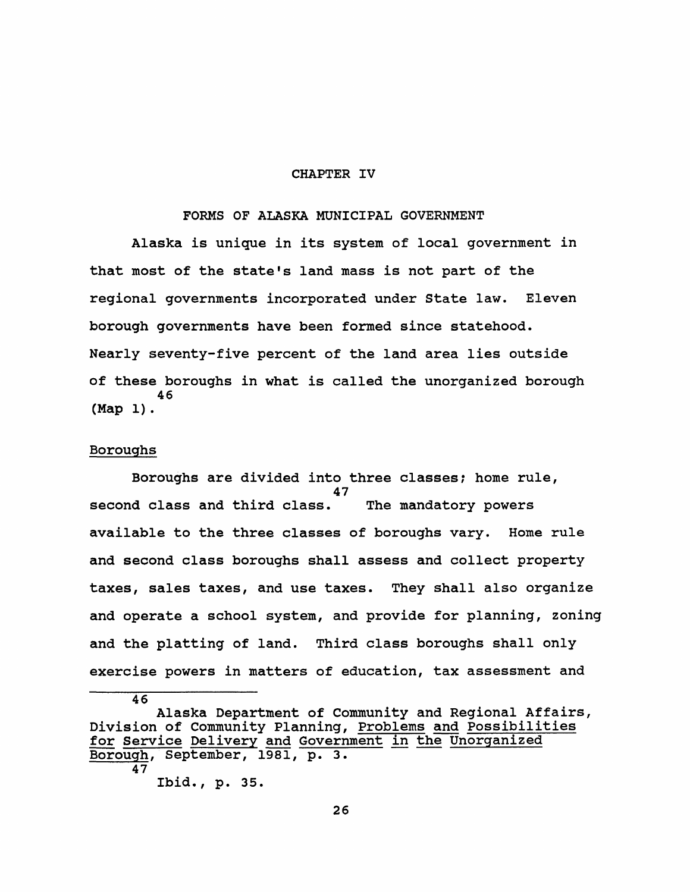# CHAPTER IV

## FORMS OF ALASKA MUNICIPAL GOVERNMENT

Alaska is unique in its system of local government in that most of the state's land mass is not part of the regional governments incorporated under State law. Eleven borough governments have been formed since statehood. Nearly seventy-five percent of the land area lies outside of these boroughs in what is called the unorganized borough (Map 1).[46]

### Boroughs

Boroughs are divided into three classes; home rule, second class and third class.[47] The mandatory powers available to the three classes of boroughs vary. Home rule and second class boroughs shall assess and collect property taxes, sales taxes, and use taxes. They shall also organize and operate a school system, and provide for planning, zoning and the platting of land. Third class boroughs shall only exercise powers in matters of education, tax assessment and

---

[46] Alaska Department of Community and Regional Affairs, Division of Community Planning, Problems and Possibilities for Service Delivery and Government in the Unorganized Borough, September, 1981, p. 3.

[47] Ibid., p. 35.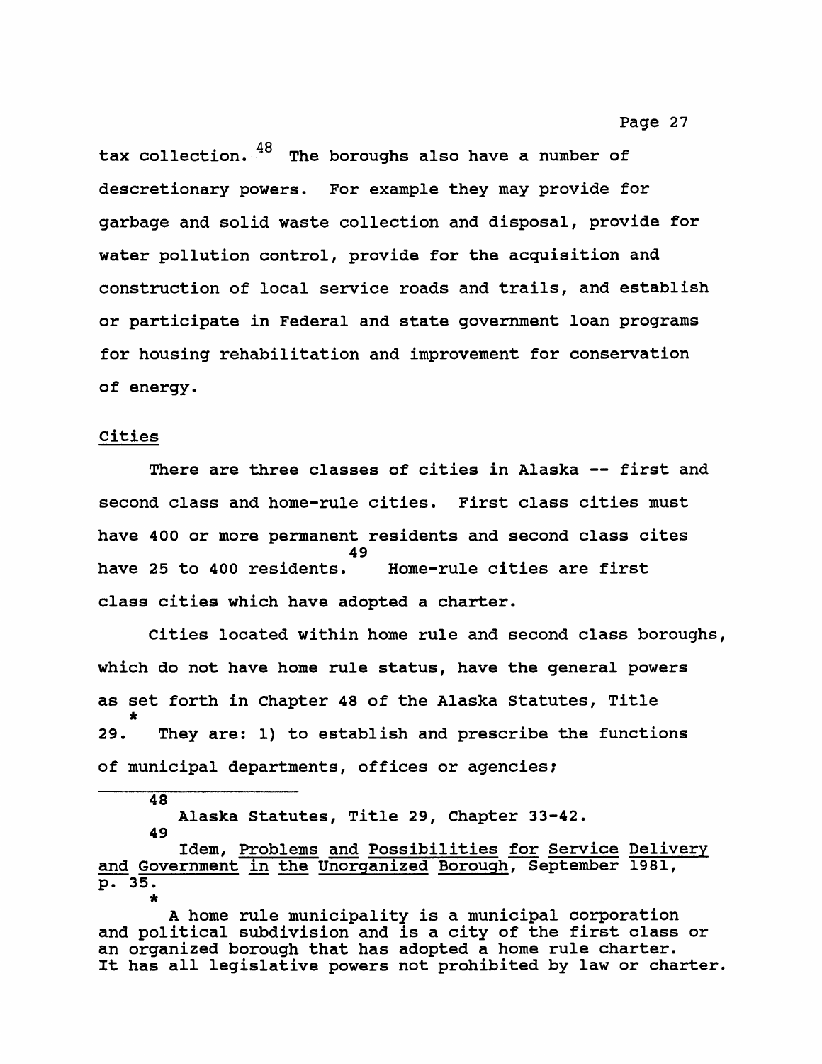tax collection.[48] The boroughs also have a number of descretionary powers. For example they may provide for garbage and solid waste collection and disposal, provide for water pollution control, provide for the acquisition and construction of local service roads and trails, and establish or participate in Federal and state government loan programs for housing rehabilitation and improvement for conservation of energy.

Cities

There are three classes of cities in Alaska -- first and second class and home-rule cities. First class cities must have 400 or more permanent residents and second class cites have 25 to 400 residents.[49] Home-rule cities are first class cities which have adopted a charter.

Cities located within home rule and second class boroughs, which do not have home rule status, have the general powers as set forth in Chapter 48 of the Alaska Statutes, Title 29.[*] They are: 1) to establish and prescribe the functions of municipal departments, offices or agencies;

---

[48] Alaska Statutes, Title 29, Chapter 33-42.

[49] Idem, Problems and Possibilities for Service Delivery and Government in the Unorganized Borough, September 1981, p. 35.

[*] A home rule municipality is a municipal corporation and political subdivision and is a city of the first class or an organized borough that has adopted a home rule charter. It has all legislative powers not prohibited by law or charter.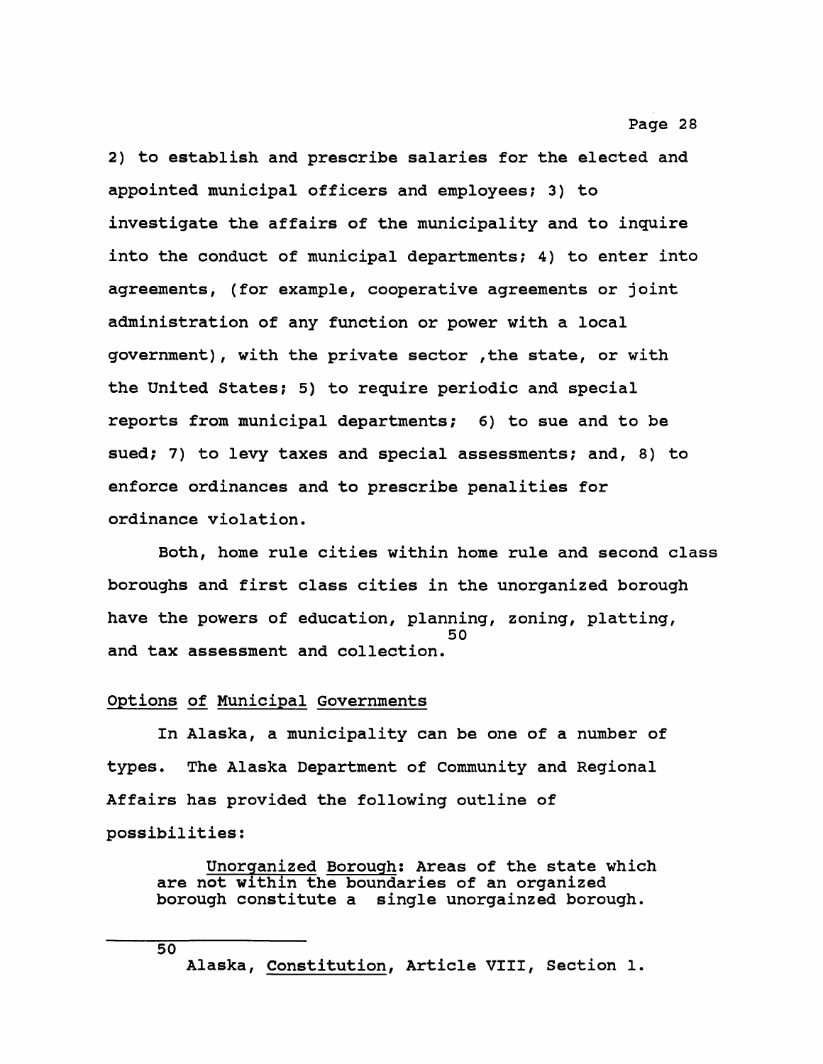2) to establish and prescribe salaries for the elected and appointed municipal officers and employees; 3) to investigate the affairs of the municipality and to inquire into the conduct of municipal departments; 4) to enter into agreements, (for example, cooperative agreements or joint administration of any function or power with a local government), with the private sector ,the state, or with the United States; 5) to require periodic and special reports from municipal departments; 6) to sue and to be sued; 7) to levy taxes and special assessments; and, 8) to enforce ordinances and to prescribe penalities for ordinance violation.

Both, home rule cities within home rule and second class boroughs and first class cities in the unorganized borough have the powers of education, planning, zoning, platting, and tax assessment and collection.[50]

Options of Municipal Governments

In Alaska, a municipality can be one of a number of types. The Alaska Department of Community and Regional Affairs has provided the following outline of possibilities:

> Unorganized Borough: Areas of the state which are not within the boundaries of an organized borough constitute a single unorgainzed borough.

---

[50] Alaska, Constitution, Article VIII, Section 1.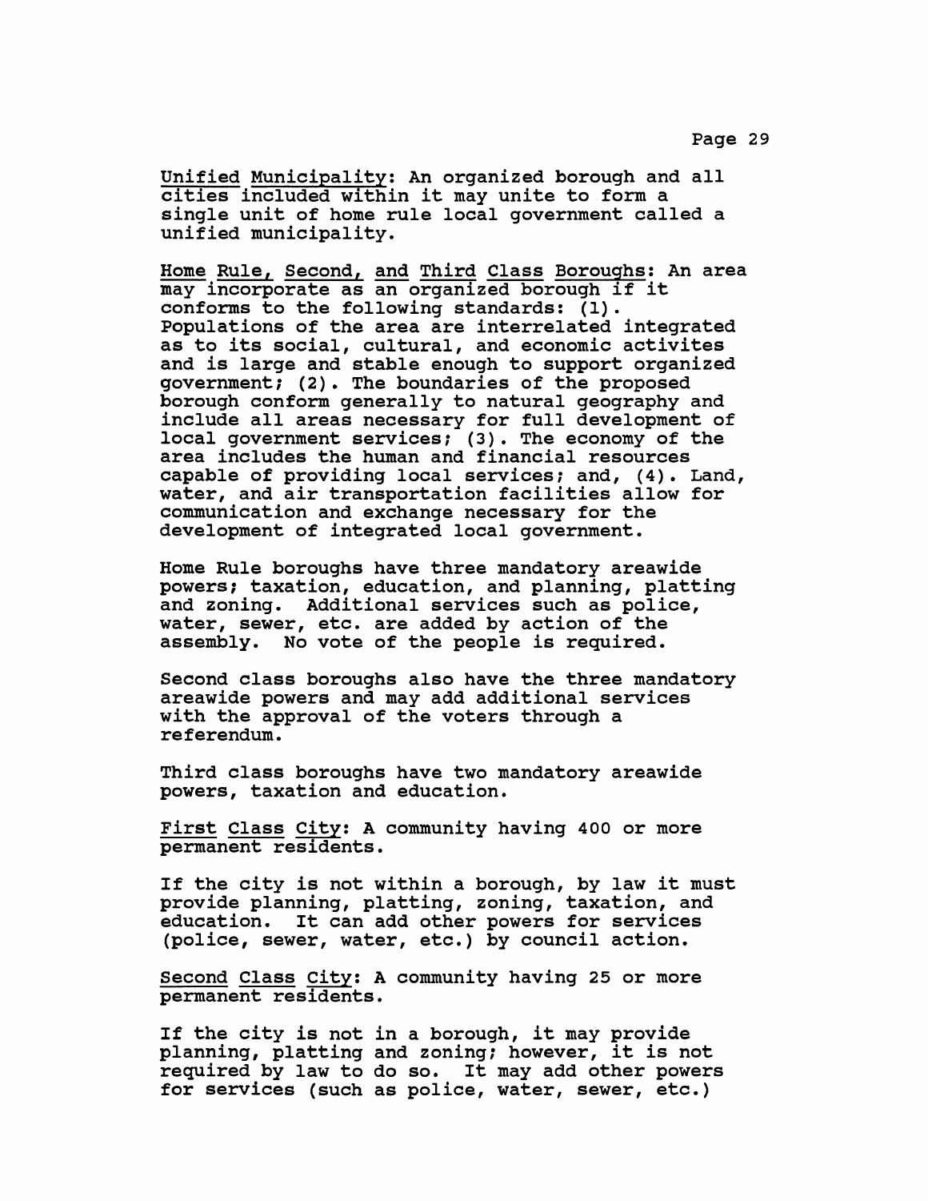Unified Municipality: An organized borough and all cities included within it may unite to form a single unit of home rule local government called a unified municipality.

Home Rule, Second, and Third Class Boroughs: An area may incorporate as an organized borough if it conforms to the following standards: (1). Populations of the area are interrelated integrated as to its social, cultural, and economic activites and is large and stable enough to support organized government; (2). The boundaries of the proposed borough conform generally to natural geography and include all areas necessary for full development of local government services; (3). The economy of the area includes the human and financial resources capable of providing local services; and, (4). Land, water, and air transportation facilities allow for communication and exchange necessary for the development of integrated local government.

Home Rule boroughs have three mandatory areawide powers; taxation, education, and planning, platting and zoning. Additional services such as police, water, sewer, etc. are added by action of the assembly. No vote of the people is required.

Second class boroughs also have the three mandatory areawide powers and may add additional services with the approval of the voters through a referendum.

Third class boroughs have two mandatory areawide powers, taxation and education.

First Class City: A community having 400 or more permanent residents.

If the city is not within a borough, by law it must provide planning, platting, zoning, taxation, and education. It can add other powers for services (police, sewer, water, etc.) by council action.

Second Class City: A community having 25 or more permanent residents.

If the city is not in a borough, it may provide planning, platting and zoning; however, it is not required by law to do so. It may add other powers for services (such as police, water, sewer, etc.)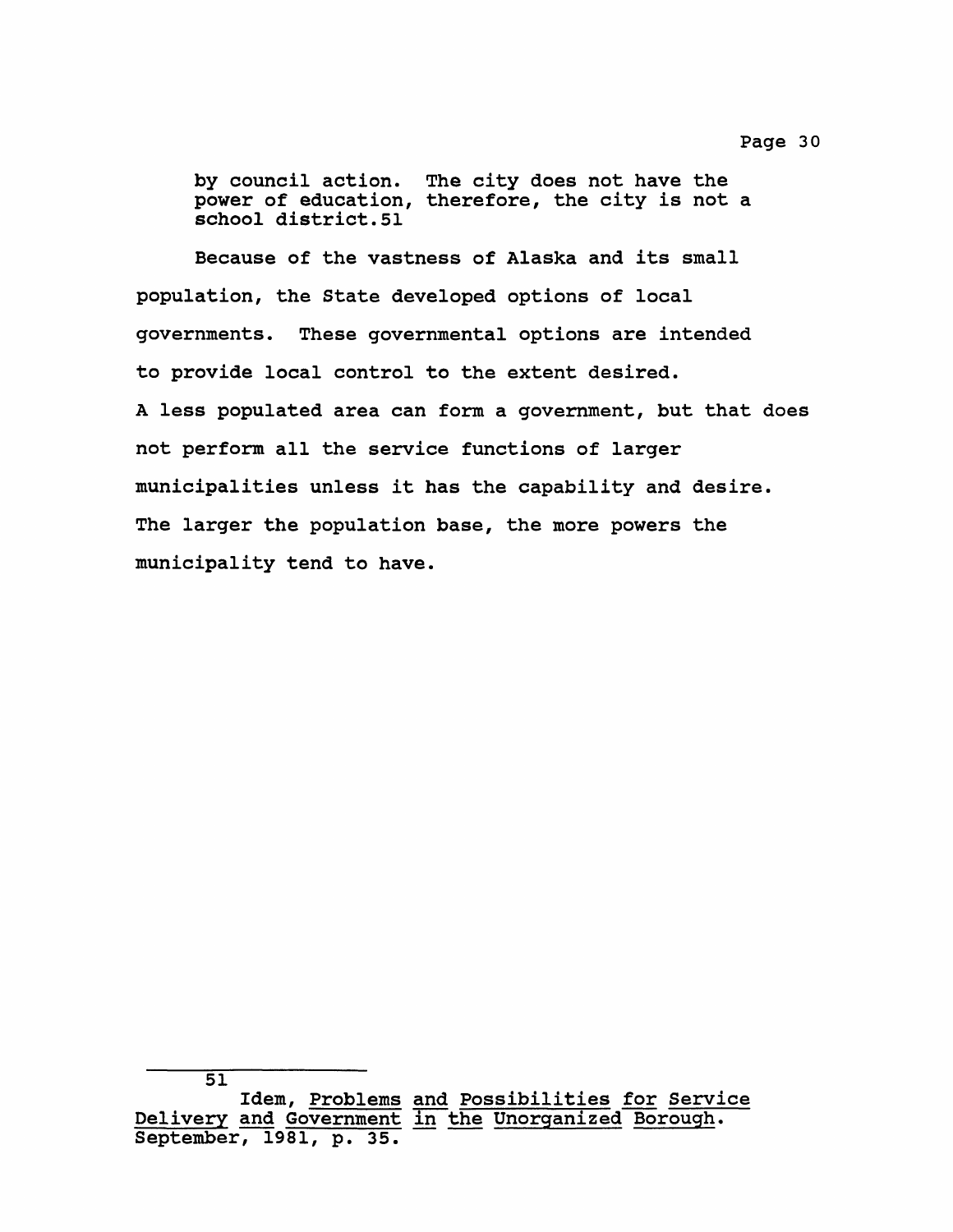by council action. The city does not have the power of education, therefore, the city is not a school district.[51]

Because of the vastness of Alaska and its small population, the State developed options of local governments. These governmental options are intended to provide local control to the extent desired. A less populated area can form a government, but that does not perform all the service functions of larger municipalities unless it has the capability and desire. The larger the population base, the more powers the municipality tend to have.

---

[51] Idem, Problems and Possibilities for Service Delivery and Government in the Unorganized Borough. September, 1981, p. 35.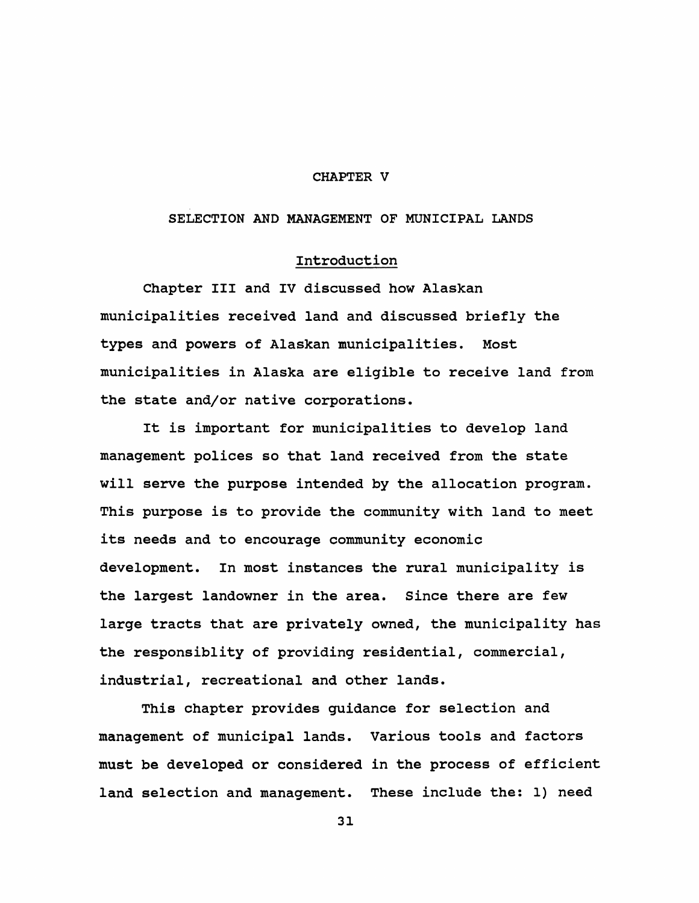# CHAPTER V

# SELECTION AND MANAGEMENT OF MUNICIPAL LANDS

## Introduction

Chapter III and IV discussed how Alaskan municipalities received land and discussed briefly the types and powers of Alaskan municipalities. Most municipalities in Alaska are eligible to receive land from the state and/or native corporations.

It is important for municipalities to develop land management polices so that land received from the state will serve the purpose intended by the allocation program. This purpose is to provide the community with land to meet its needs and to encourage community economic development. In most instances the rural municipality is the largest landowner in the area. Since there are few large tracts that are privately owned, the municipality has the responsiblity of providing residential, commercial, industrial, recreational and other lands.

This chapter provides guidance for selection and management of municipal lands. Various tools and factors must be developed or considered in the process of efficient land selection and management. These include the: 1) need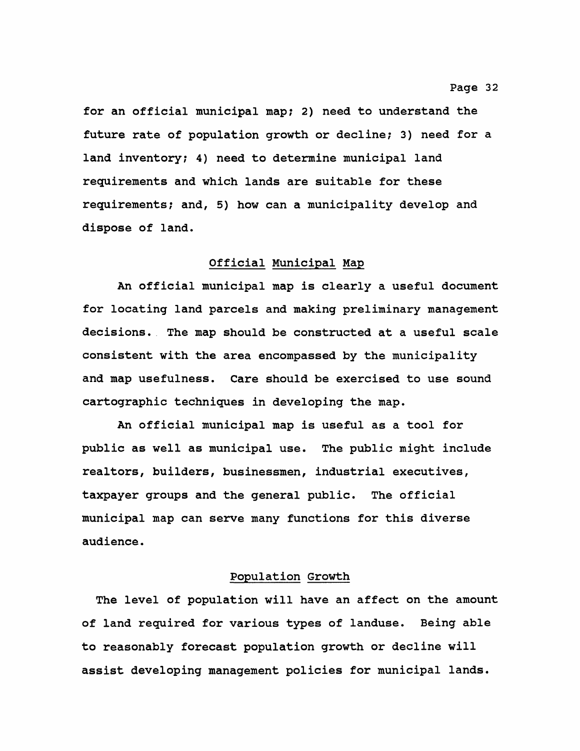for an official municipal map; 2) need to understand the future rate of population growth or decline; 3) need for a land inventory; 4) need to determine municipal land requirements and which lands are suitable for these requirements; and, 5) how can a municipality develop and dispose of land.

## Official Municipal Map

An official municipal map is clearly a useful document for locating land parcels and making preliminary management decisions. The map should be constructed at a useful scale consistent with the area encompassed by the municipality and map usefulness. Care should be exercised to use sound cartographic techniques in developing the map.

An official municipal map is useful as a tool for public as well as municipal use. The public might include realtors, builders, businessmen, industrial executives, taxpayer groups and the general public. The official municipal map can serve many functions for this diverse audience.

## Population Growth

The level of population will have an affect on the amount of land required for various types of landuse. Being able to reasonably forecast population growth or decline will assist developing management policies for municipal lands.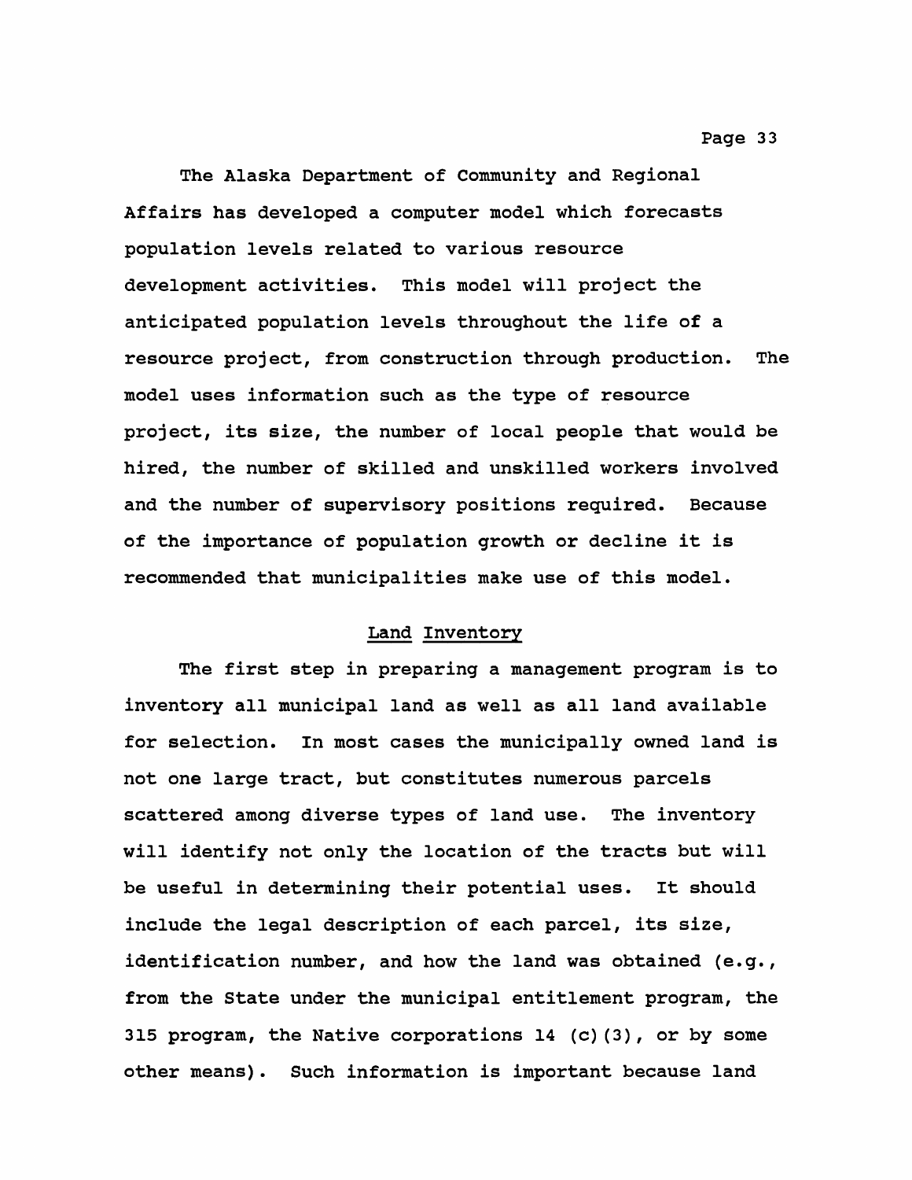The Alaska Department of Community and Regional Affairs has developed a computer model which forecasts population levels related to various resource development activities. This model will project the anticipated population levels throughout the life of a resource project, from construction through production. The model uses information such as the type of resource project, its size, the number of local people that would be hired, the number of skilled and unskilled workers involved and the number of supervisory positions required. Because of the importance of population growth or decline it is recommended that municipalities make use of this model.

## Land Inventory

The first step in preparing a management program is to inventory all municipal land as well as all land available for selection. In most cases the municipally owned land is not one large tract, but constitutes numerous parcels scattered among diverse types of land use. The inventory will identify not only the location of the tracts but will be useful in determining their potential uses. It should include the legal description of each parcel, its size, identification number, and how the land was obtained (e.g., from the State under the municipal entitlement program, the 315 program, the Native corporations 14 (c)(3), or by some other means). Such information is important because land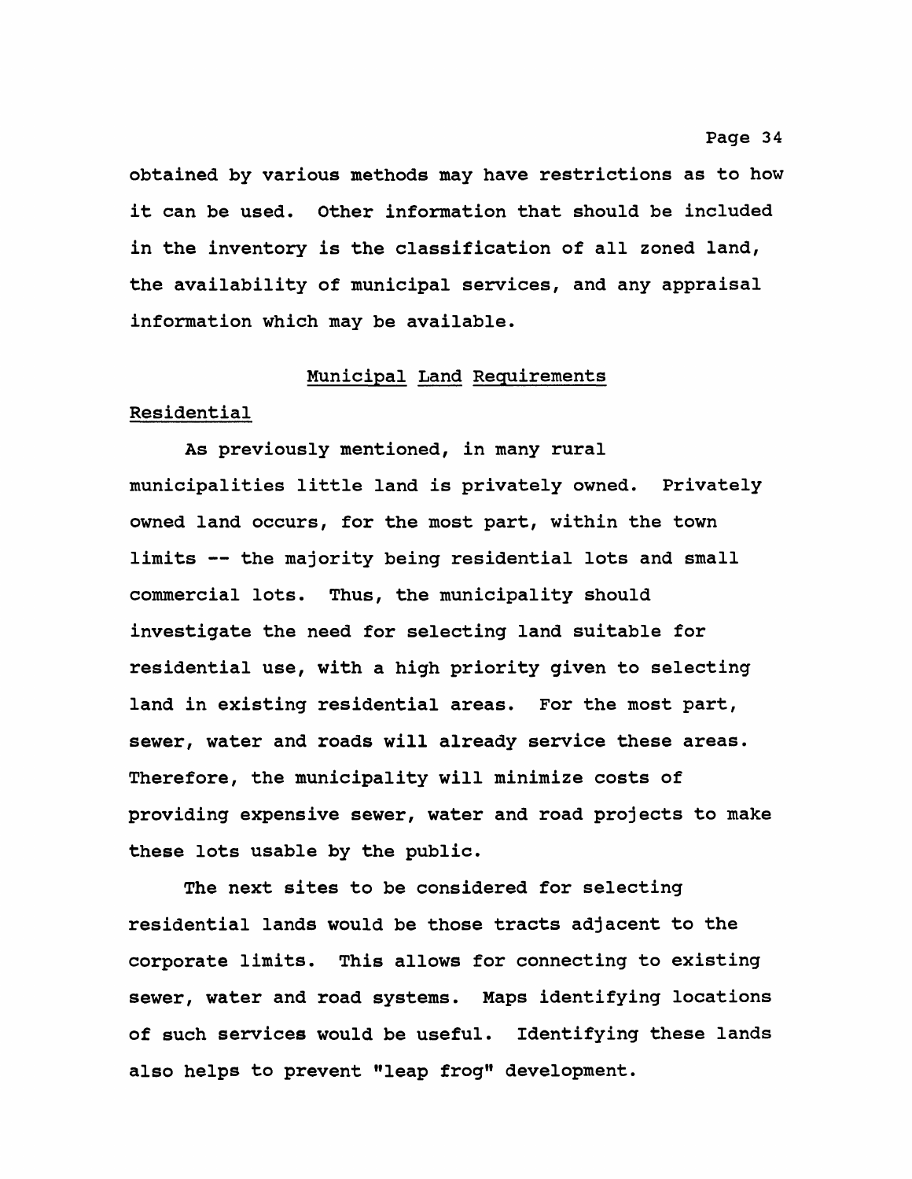obtained by various methods may have restrictions as to how it can be used. Other information that should be included in the inventory is the classification of all zoned land, the availability of municipal services, and any appraisal information which may be available.

## Municipal Land Requirements

### Residential

As previously mentioned, in many rural municipalities little land is privately owned. Privately owned land occurs, for the most part, within the town limits -- the majority being residential lots and small commercial lots. Thus, the municipality should investigate the need for selecting land suitable for residential use, with a high priority given to selecting land in existing residential areas. For the most part, sewer, water and roads will already service these areas. Therefore, the municipality will minimize costs of providing expensive sewer, water and road projects to make these lots usable by the public.

The next sites to be considered for selecting residential lands would be those tracts adjacent to the corporate limits. This allows for connecting to existing sewer, water and road systems. Maps identifying locations of such services would be useful. Identifying these lands also helps to prevent "leap frog" development.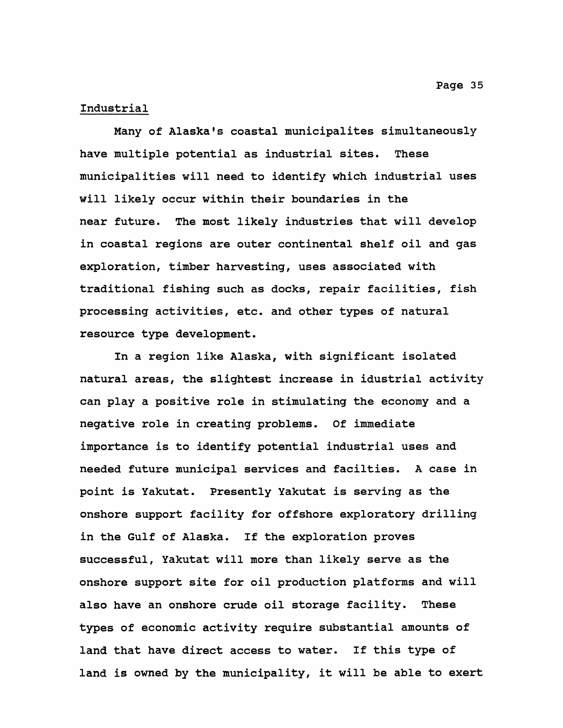## Industrial

Many of Alaska's coastal municipalites simultaneously have multiple potential as industrial sites. These municipalities will need to identify which industrial uses will likely occur within their boundaries in the near future. The most likely industries that will develop in coastal regions are outer continental shelf oil and gas exploration, timber harvesting, uses associated with traditional fishing such as docks, repair facilities, fish processing activities, etc. and other types of natural resource type development.

In a region like Alaska, with significant isolated natural areas, the slightest increase in idustrial activity can play a positive role in stimulating the economy and a negative role in creating problems. Of immediate importance is to identify potential industrial uses and needed future municipal services and facilties. A case in point is Yakutat. Presently Yakutat is serving as the onshore support facility for offshore exploratory drilling in the Gulf of Alaska. If the exploration proves successful, Yakutat will more than likely serve as the onshore support site for oil production platforms and will also have an onshore crude oil storage facility. These types of economic activity require substantial amounts of land that have direct access to water. If this type of land is owned by the municipality, it will be able to exert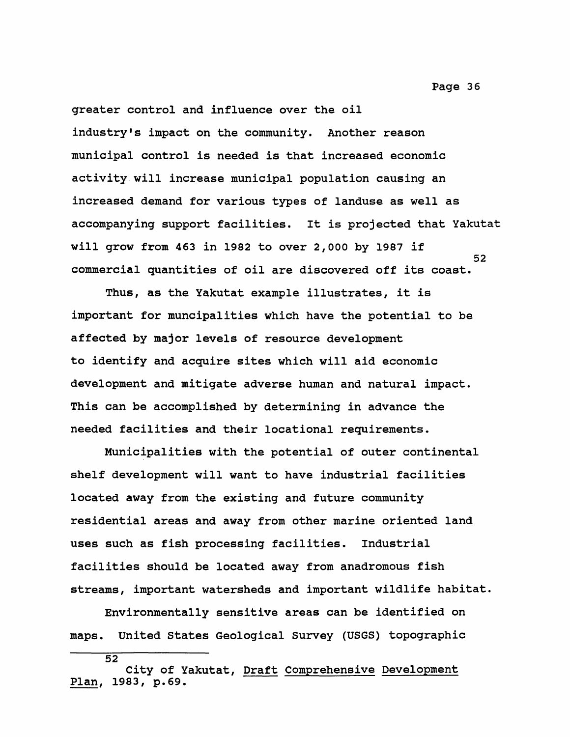greater control and influence over the oil industry's impact on the community. Another reason municipal control is needed is that increased economic activity will increase municipal population causing an increased demand for various types of landuse as well as accompanying support facilities. It is projected that Yakutat will grow from 463 in 1982 to over 2,000 by 1987 if commercial quantities of oil are discovered off its coast.[52]

Thus, as the Yakutat example illustrates, it is important for muncipalities which have the potential to be affected by major levels of resource development to identify and acquire sites which will aid economic development and mitigate adverse human and natural impact. This can be accomplished by determining in advance the needed facilities and their locational requirements.

Municipalities with the potential of outer continental shelf development will want to have industrial facilities located away from the existing and future community residential areas and away from other marine oriented land uses such as fish processing facilities. Industrial facilities should be located away from anadromous fish streams, important watersheds and important wildlife habitat.

Environmentally sensitive areas can be identified on maps. United States Geological Survey (USGS) topographic

---

[52] City of Yakutat, Draft Comprehensive Development Plan, 1983, p.69.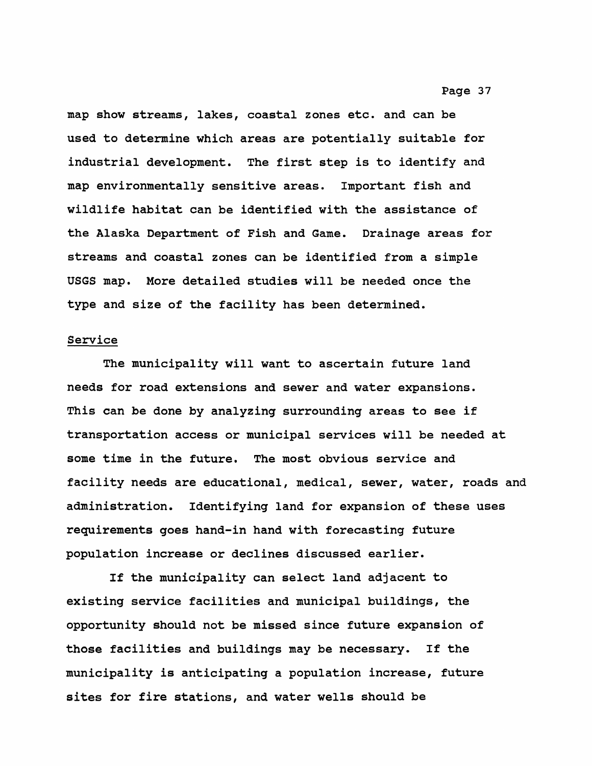map show streams, lakes, coastal zones etc. and can be used to determine which areas are potentially suitable for industrial development. The first step is to identify and map environmentally sensitive areas. Important fish and wildlife habitat can be identified with the assistance of the Alaska Department of Fish and Game. Drainage areas for streams and coastal zones can be identified from a simple USGS map. More detailed studies will be needed once the type and size of the facility has been determined.

## Service

The municipality will want to ascertain future land needs for road extensions and sewer and water expansions. This can be done by analyzing surrounding areas to see if transportation access or municipal services will be needed at some time in the future. The most obvious service and facility needs are educational, medical, sewer, water, roads and administration. Identifying land for expansion of these uses requirements goes hand-in hand with forecasting future population increase or declines discussed earlier.

If the municipality can select land adjacent to existing service facilities and municipal buildings, the opportunity should not be missed since future expansion of those facilities and buildings may be necessary. If the municipality is anticipating a population increase, future sites for fire stations, and water wells should be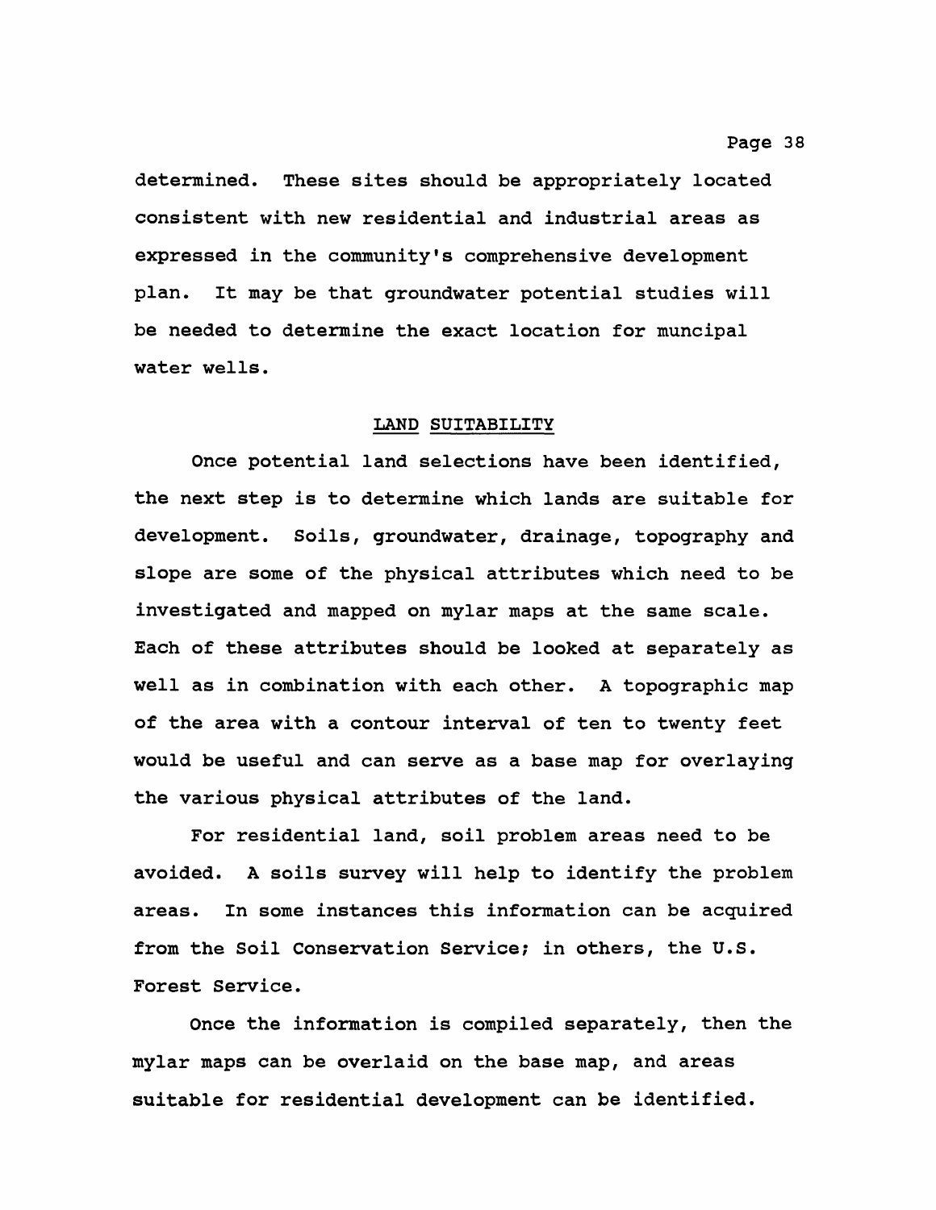determined. These sites should be appropriately located consistent with new residential and industrial areas as expressed in the community's comprehensive development plan. It may be that groundwater potential studies will be needed to determine the exact location for muncipal water wells.

## LAND SUITABILITY

Once potential land selections have been identified, the next step is to determine which lands are suitable for development. Soils, groundwater, drainage, topography and slope are some of the physical attributes which need to be investigated and mapped on mylar maps at the same scale. Each of these attributes should be looked at separately as well as in combination with each other. A topographic map of the area with a contour interval of ten to twenty feet would be useful and can serve as a base map for overlaying the various physical attributes of the land.

For residential land, soil problem areas need to be avoided. A soils survey will help to identify the problem areas. In some instances this information can be acquired from the Soil Conservation Service; in others, the U.S. Forest Service.

Once the information is compiled separately, then the mylar maps can be overlaid on the base map, and areas suitable for residential development can be identified.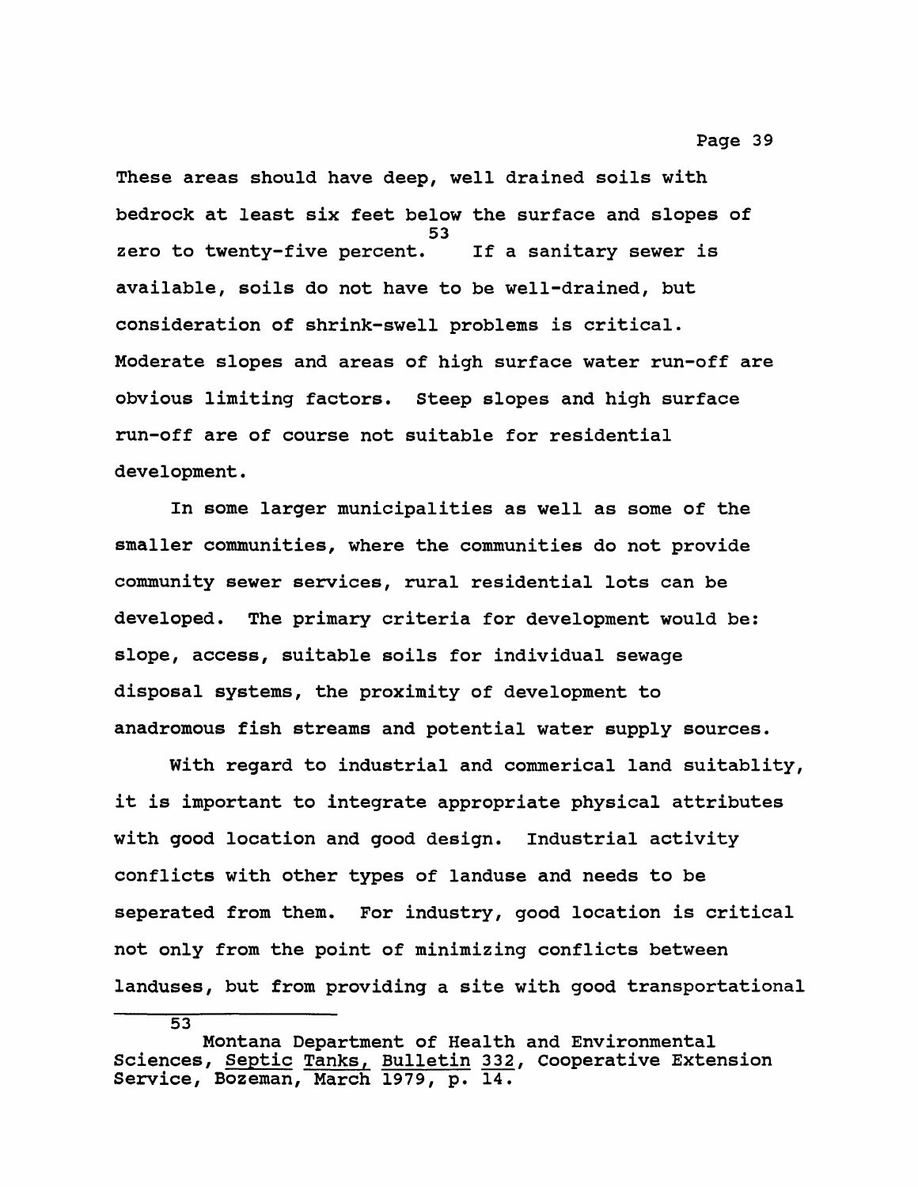These areas should have deep, well drained soils with bedrock at least six feet below the surface and slopes of zero to twenty-five percent.[53] If a sanitary sewer is available, soils do not have to be well-drained, but consideration of shrink-swell problems is critical. Moderate slopes and areas of high surface water run-off are obvious limiting factors. Steep slopes and high surface run-off are of course not suitable for residential development.

In some larger municipalities as well as some of the smaller communities, where the communities do not provide community sewer services, rural residential lots can be developed. The primary criteria for development would be: slope, access, suitable soils for individual sewage disposal systems, the proximity of development to anadromous fish streams and potential water supply sources.

With regard to industrial and commerical land suitablity, it is important to integrate appropriate physical attributes with good location and good design. Industrial activity conflicts with other types of landuse and needs to be seperated from them. For industry, good location is critical not only from the point of minimizing conflicts between landuses, but from providing a site with good transportational

---

[53] Montana Department of Health and Environmental Sciences, Septic Tanks, Bulletin 332, Cooperative Extension Service, Bozeman, March 1979, p. 14.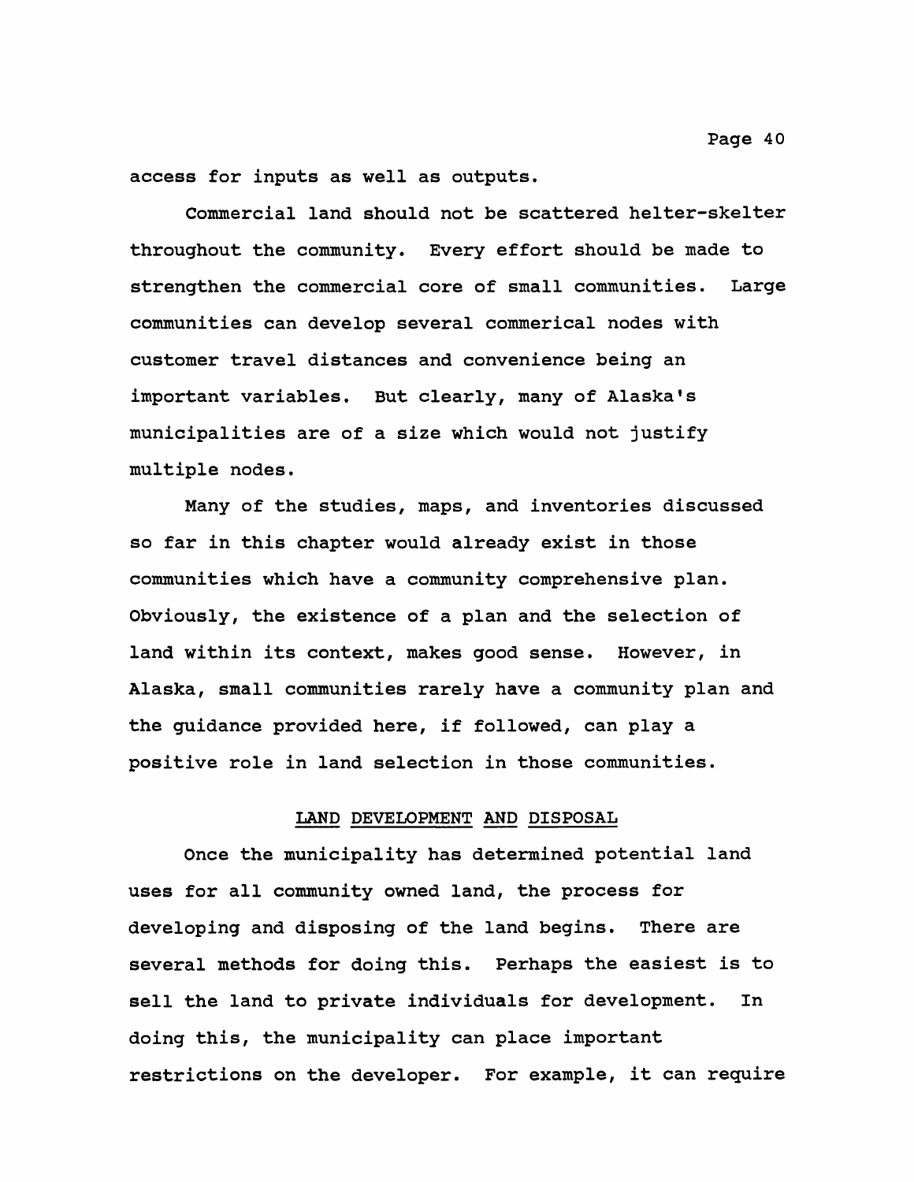access for inputs as well as outputs.

Commercial land should not be scattered helter-skelter throughout the community. Every effort should be made to strengthen the commercial core of small communities. Large communities can develop several commerical nodes with customer travel distances and convenience being an important variables. But clearly, many of Alaska's municipalities are of a size which would not justify multiple nodes.

Many of the studies, maps, and inventories discussed so far in this chapter would already exist in those communities which have a community comprehensive plan. Obviously, the existence of a plan and the selection of land within its context, makes good sense. However, in Alaska, small communities rarely have a community plan and the guidance provided here, if followed, can play a positive role in land selection in those communities.

## LAND DEVELOPMENT AND DISPOSAL

Once the municipality has determined potential land uses for all community owned land, the process for developing and disposing of the land begins. There are several methods for doing this. Perhaps the easiest is to sell the land to private individuals for development. In doing this, the municipality can place important restrictions on the developer. For example, it can require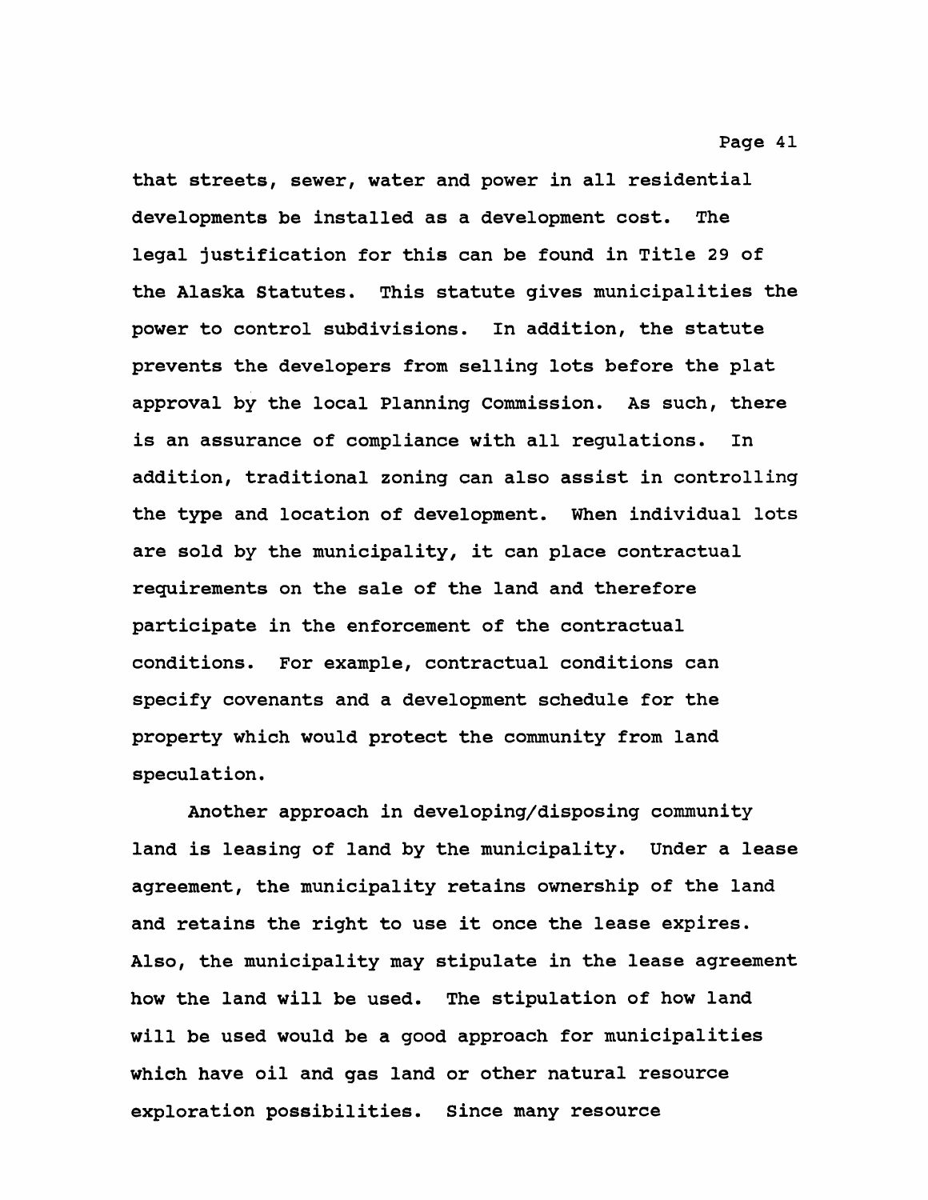that streets, sewer, water and power in all residential developments be installed as a development cost. The legal justification for this can be found in Title 29 of the Alaska Statutes. This statute gives municipalities the power to control subdivisions. In addition, the statute prevents the developers from selling lots before the plat approval by the local Planning Commission. As such, there is an assurance of compliance with all regulations. In addition, traditional zoning can also assist in controlling the type and location of development. When individual lots are sold by the municipality, it can place contractual requirements on the sale of the land and therefore participate in the enforcement of the contractual conditions. For example, contractual conditions can specify covenants and a development schedule for the property which would protect the community from land speculation.

Another approach in developing/disposing community land is leasing of land by the municipality. Under a lease agreement, the municipality retains ownership of the land and retains the right to use it once the lease expires. Also, the municipality may stipulate in the lease agreement how the land will be used. The stipulation of how land will be used would be a good approach for municipalities which have oil and gas land or other natural resource exploration possibilities. Since many resource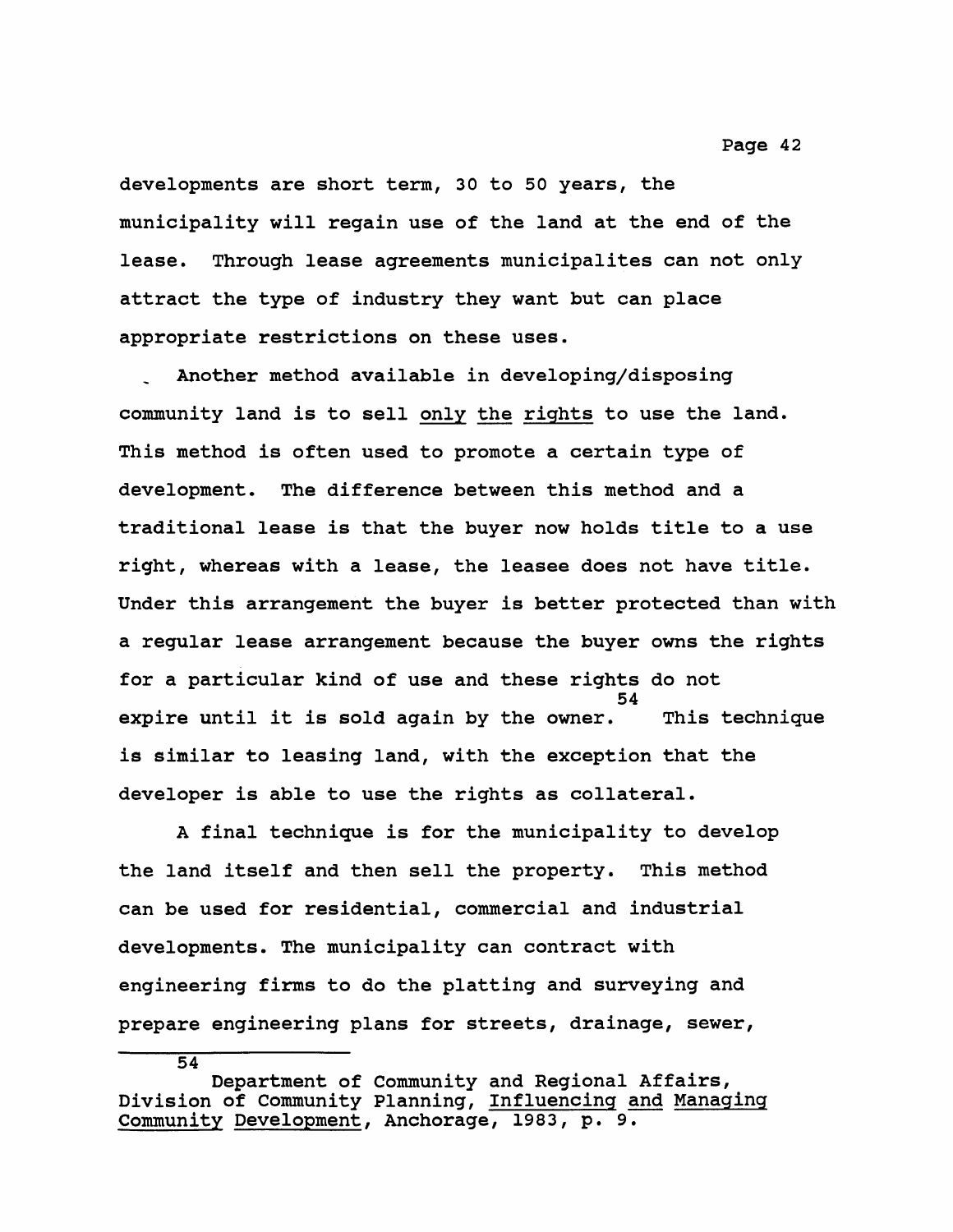developments are short term, 30 to 50 years, the municipality will regain use of the land at the end of the lease. Through lease agreements municipalites can not only attract the type of industry they want but can place appropriate restrictions on these uses.

Another method available in developing/disposing community land is to sell <u>only the rights</u> to use the land. This method is often used to promote a certain type of development. The difference between this method and a traditional lease is that the buyer now holds title to a use right, whereas with a lease, the leasee does not have title. Under this arrangement the buyer is better protected than with a regular lease arrangement because the buyer owns the rights for a particular kind of use and these rights do not expire until it is sold again by the owner.[54] This technique is similar to leasing land, with the exception that the developer is able to use the rights as collateral.

A final technique is for the municipality to develop the land itself and then sell the property. This method can be used for residential, commercial and industrial developments. The municipality can contract with engineering firms to do the platting and surveying and prepare engineering plans for streets, drainage, sewer,

---

[54] Department of Community and Regional Affairs, Division of Community Planning, <u>Influencing and Managing Community Development</u>, Anchorage, 1983, p. 9.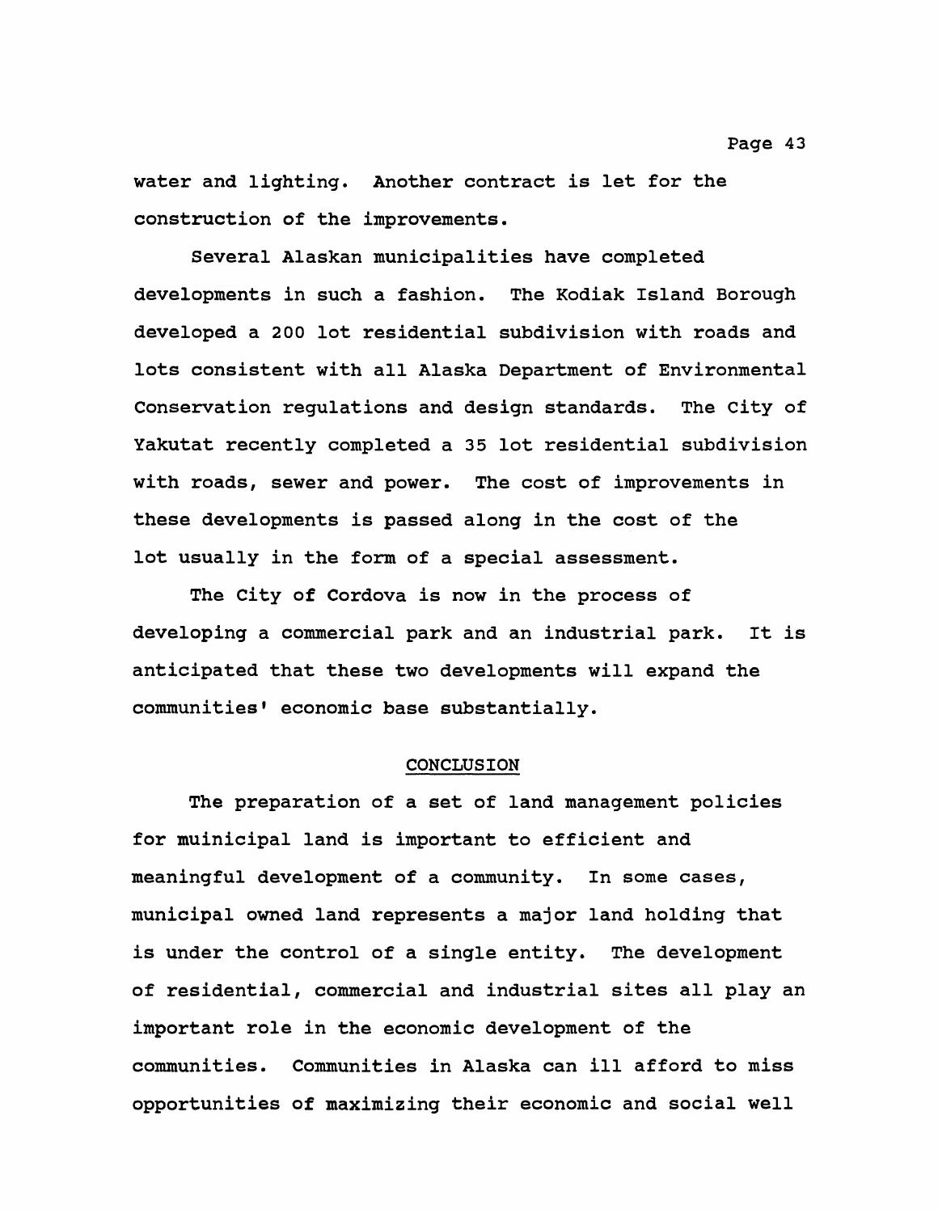water and lighting. Another contract is let for the construction of the improvements.

Several Alaskan municipalities have completed developments in such a fashion. The Kodiak Island Borough developed a 200 lot residential subdivision with roads and lots consistent with all Alaska Department of Environmental Conservation regulations and design standards. The City of Yakutat recently completed a 35 lot residential subdivision with roads, sewer and power. The cost of improvements in these developments is passed along in the cost of the lot usually in the form of a special assessment.

The City of Cordova is now in the process of developing a commercial park and an industrial park. It is anticipated that these two developments will expand the communities' economic base substantially.

## CONCLUSION

The preparation of a set of land management policies for muinicipal land is important to efficient and meaningful development of a community. In some cases, municipal owned land represents a major land holding that is under the control of a single entity. The development of residential, commercial and industrial sites all play an important role in the economic development of the communities. Communities in Alaska can ill afford to miss opportunities of maximizing their economic and social well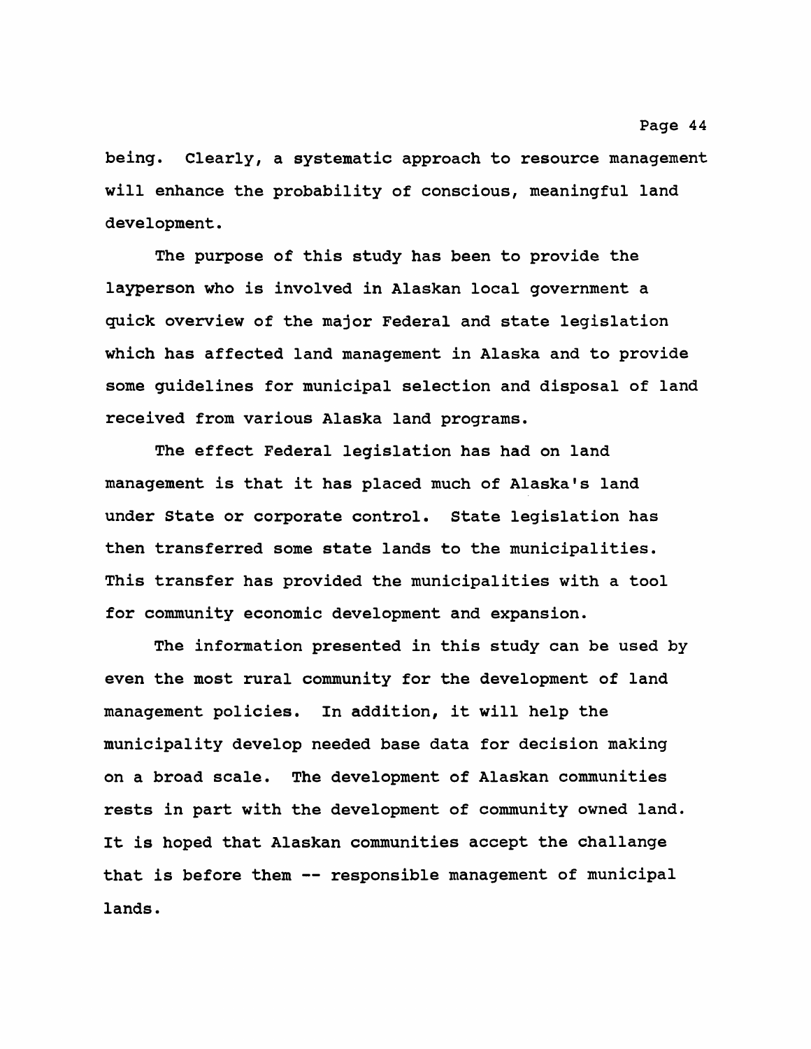being. Clearly, a systematic approach to resource management will enhance the probability of conscious, meaningful land development.

The purpose of this study has been to provide the layperson who is involved in Alaskan local government a quick overview of the major Federal and state legislation which has affected land management in Alaska and to provide some guidelines for municipal selection and disposal of land received from various Alaska land programs.

The effect Federal legislation has had on land management is that it has placed much of Alaska's land under State or corporate control. State legislation has then transferred some state lands to the municipalities. This transfer has provided the municipalities with a tool for community economic development and expansion.

The information presented in this study can be used by even the most rural community for the development of land management policies. In addition, it will help the municipality develop needed base data for decision making on a broad scale. The development of Alaskan communities rests in part with the development of community owned land. It is hoped that Alaskan communities accept the challange that is before them -- responsible management of municipal lands.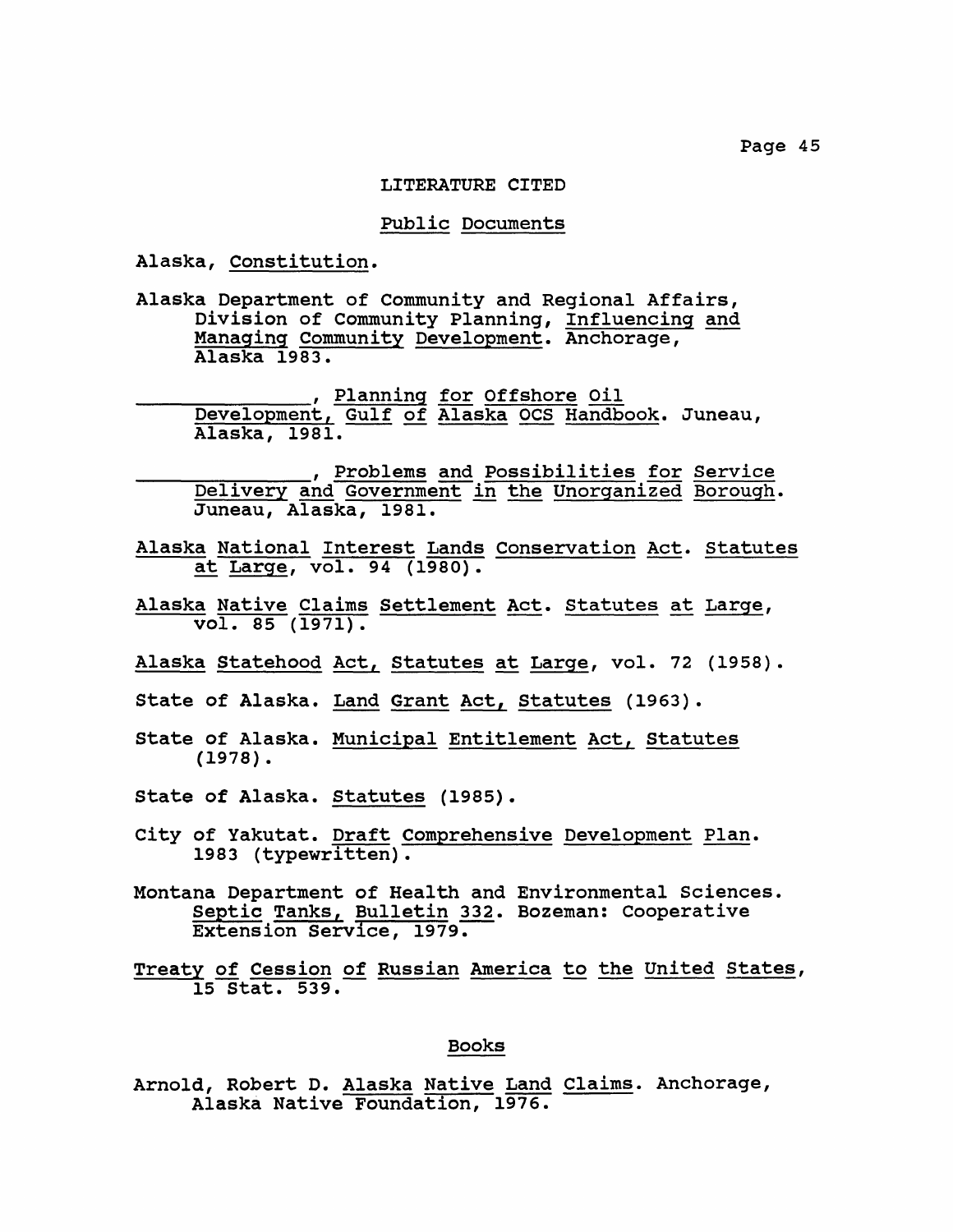# LITERATURE CITED

## Public Documents

Alaska, Constitution.

Alaska Department of Community and Regional Affairs, Division of Community Planning, Influencing and Managing Community Development. Anchorage, Alaska 1983.

_______________, Planning for Offshore Oil Development, Gulf of Alaska OCS Handbook. Juneau, Alaska, 1981.

_______________, Problems and Possibilities for Service Delivery and Government in the Unorganized Borough. Juneau, Alaska, 1981.

Alaska National Interest Lands Conservation Act. Statutes at Large, vol. 94 (1980).

Alaska Native Claims Settlement Act. Statutes at Large, vol. 85 (1971).

Alaska Statehood Act, Statutes at Large, vol. 72 (1958).

State of Alaska. Land Grant Act, Statutes (1963).

State of Alaska. Municipal Entitlement Act, Statutes (1978).

State of Alaska. Statutes (1985).

City of Yakutat. Draft Comprehensive Development Plan. 1983 (typewritten).

Montana Department of Health and Environmental Sciences. Septic Tanks, Bulletin 332. Bozeman: Cooperative Extension Service, 1979.

Treaty of Cession of Russian America to the United States, 15 Stat. 539.

## Books

Arnold, Robert D. Alaska Native Land Claims. Anchorage, Alaska Native Foundation, 1976.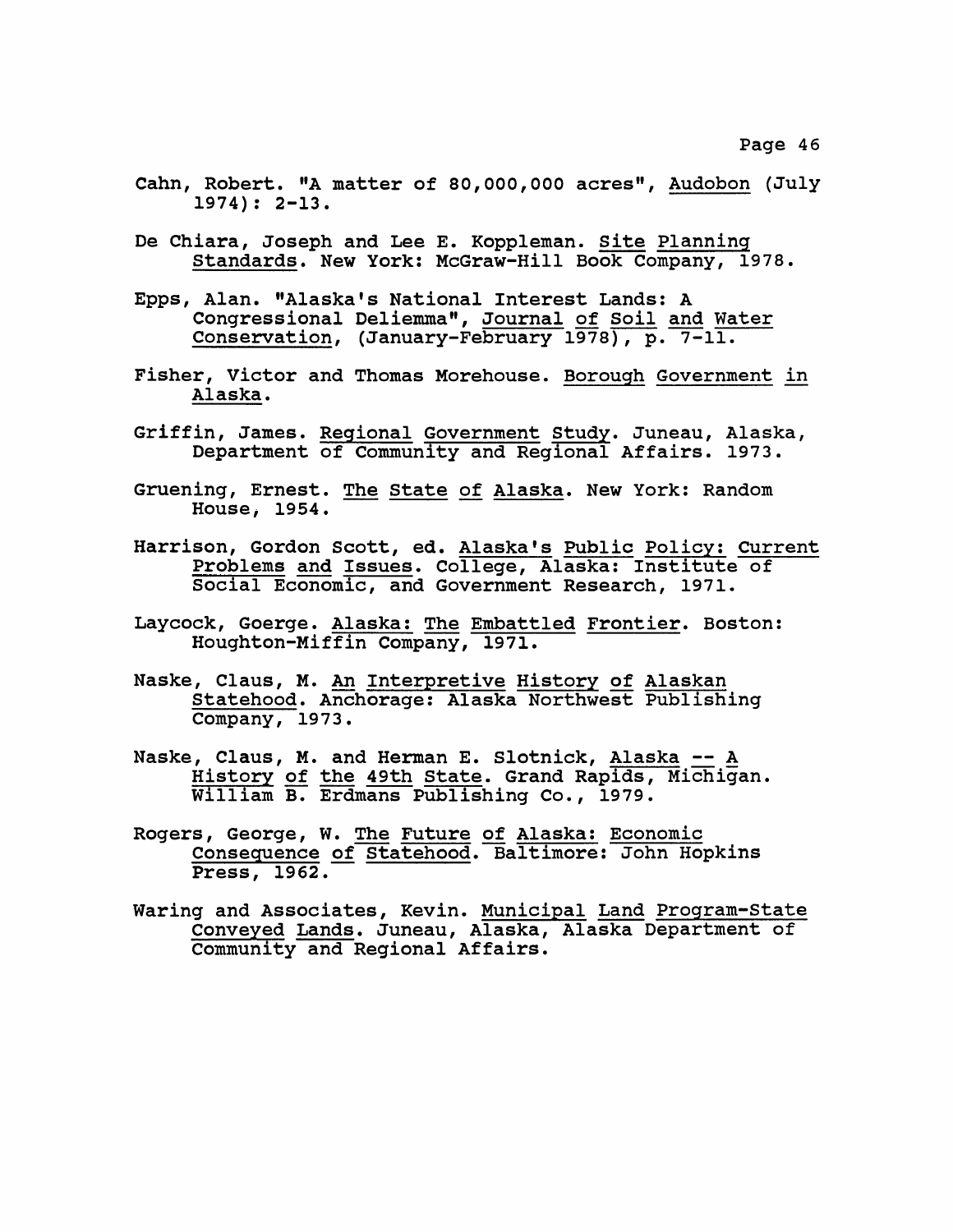Cahn, Robert. "A matter of 80,000,000 acres", Audobon (July 1974): 2-13.

De Chiara, Joseph and Lee E. Koppleman. Site Planning Standards. New York: McGraw-Hill Book Company, 1978.

Epps, Alan. "Alaska's National Interest Lands: A Congressional Deliemma", Journal of Soil and Water Conservation, (January-February 1978), p. 7-11.

Fisher, Victor and Thomas Morehouse. Borough Government in Alaska.

Griffin, James. Regional Government Study. Juneau, Alaska, Department of Community and Regional Affairs. 1973.

Gruening, Ernest. The State of Alaska. New York: Random House, 1954.

Harrison, Gordon Scott, ed. Alaska's Public Policy: Current Problems and Issues. College, Alaska: Institute of Social Economic, and Government Research, 1971.

Laycock, Goerge. Alaska: The Embattled Frontier. Boston: Houghton-Miffin Company, 1971.

Naske, Claus, M. An Interpretive History of Alaskan Statehood. Anchorage: Alaska Northwest Publishing Company, 1973.

Naske, Claus, M. and Herman E. Slotnick, Alaska -- A History of the 49th State. Grand Rapids, Michigan. William B. Erdmans Publishing Co., 1979.

Rogers, George, W. The Future of Alaska: Economic Consequence of Statehood. Baltimore: John Hopkins Press, 1962.

Waring and Associates, Kevin. Municipal Land Program-State Conveyed Lands. Juneau, Alaska, Alaska Department of Community and Regional Affairs.